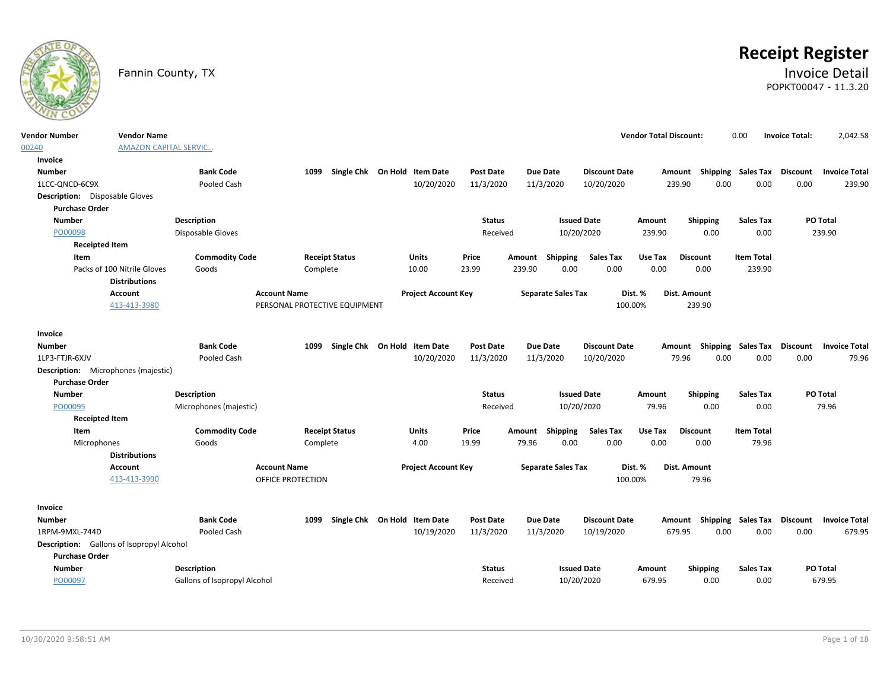# Receipt Register

Fannin County, TX

## Invoice Detail

POPKT00047 - 11.3.20

| Vendor Number | Vendor Name | Vendor Total Discount: | Invoice Total: |
|---|---|---|---|
| 00240 | AMAZON CAPITAL SERVIC... | 0.00 | 2,042.58 |

**Invoice**

| Number | Bank Code | 1099 | Single Chk | On Hold | Item Date | Post Date | Due Date | Discount Date | Amount | Shipping | Sales Tax | Discount | Invoice Total |
|---|---|---|---|---|---|---|---|---|---|---|---|---|---|
| 1LCC-QNCD-6C9X | Pooled Cash | | | | 10/20/2020 | 11/3/2020 | 11/3/2020 | 10/20/2020 | 239.90 | 0.00 | 0.00 | 0.00 | 239.90 |

**Description:** Disposable Gloves

**Purchase Order**

| Number | Description | Status | Issued Date | Amount | Shipping | Sales Tax | PO Total |
|---|---|---|---|---|---|---|---|
| PO00098 | Disposable Gloves | Received | 10/20/2020 | 239.90 | 0.00 | 0.00 | 239.90 |

**Receipted Item**

| Item | Commodity Code | Receipt Status | Units | Price | Amount | Shipping | Sales Tax | Use Tax | Discount | Item Total |
|---|---|---|---|---|---|---|---|---|---|---|
| Packs of 100 Nitrile Gloves | Goods | Complete | 10.00 | 23.99 | 239.90 | 0.00 | 0.00 | 0.00 | 0.00 | 239.90 |

**Distributions**

| Account | Account Name | Project Account Key | Separate Sales Tax | Dist. % | Dist. Amount |
|---|---|---|---|---|---|
| 413-413-3980 | PERSONAL PROTECTIVE EQUIPMENT | | | 100.00% | 239.90 |

**Invoice**

| Number | Bank Code | 1099 | Single Chk | On Hold | Item Date | Post Date | Due Date | Discount Date | Amount | Shipping | Sales Tax | Discount | Invoice Total |
|---|---|---|---|---|---|---|---|---|---|---|---|---|---|
| 1LP3-FTJR-6XJV | Pooled Cash | | | | 10/20/2020 | 11/3/2020 | 11/3/2020 | 10/20/2020 | 79.96 | 0.00 | 0.00 | 0.00 | 79.96 |

**Description:** Microphones (majestic)

**Purchase Order**

| Number | Description | Status | Issued Date | Amount | Shipping | Sales Tax | PO Total |
|---|---|---|---|---|---|---|---|
| PO00095 | Microphones (majestic) | Received | 10/20/2020 | 79.96 | 0.00 | 0.00 | 79.96 |

**Receipted Item**

| Item | Commodity Code | Receipt Status | Units | Price | Amount | Shipping | Sales Tax | Use Tax | Discount | Item Total |
|---|---|---|---|---|---|---|---|---|---|---|
| Microphones | Goods | Complete | 4.00 | 19.99 | 79.96 | 0.00 | 0.00 | 0.00 | 0.00 | 79.96 |

**Distributions**

| Account | Account Name | Project Account Key | Separate Sales Tax | Dist. % | Dist. Amount |
|---|---|---|---|---|---|
| 413-413-3990 | OFFICE PROTECTION | | | 100.00% | 79.96 |

**Invoice**

| Number | Bank Code | 1099 | Single Chk | On Hold | Item Date | Post Date | Due Date | Discount Date | Amount | Shipping | Sales Tax | Discount | Invoice Total |
|---|---|---|---|---|---|---|---|---|---|---|---|---|---|
| 1RPM-9MXL-744D | Pooled Cash | | | | 10/19/2020 | 11/3/2020 | 11/3/2020 | 10/19/2020 | 679.95 | 0.00 | 0.00 | 0.00 | 679.95 |

**Description:** Gallons of Isopropyl Alcohol

**Purchase Order**

| Number | Description | Status | Issued Date | Amount | Shipping | Sales Tax | PO Total |
|---|---|---|---|---|---|---|---|
| PO00097 | Gallons of Isopropyl Alcohol | Received | 10/20/2020 | 679.95 | 0.00 | 0.00 | 679.95 |

10/30/2020 9:58:51 AM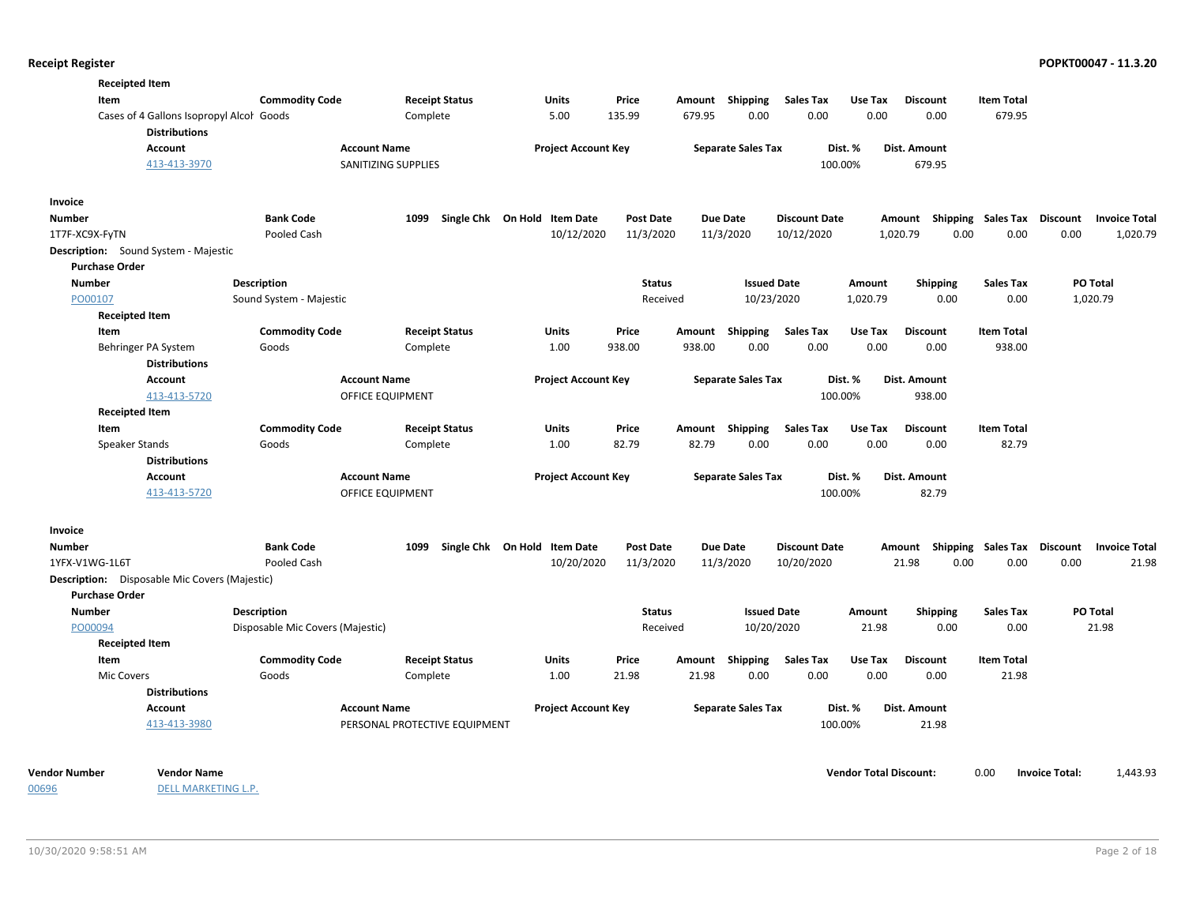**Receipted Item**

| Item | Commodity Code | Receipt Status | Units | Price | Amount | Shipping | Sales Tax | Use Tax | Discount | Item Total |
|---|---|---|---|---|---|---|---|---|---|---|
| Cases of 4 Gallons Isopropyl Alcol | Goods | Complete | 5.00 | 135.99 | 679.95 | 0.00 | 0.00 | 0.00 | 0.00 | 679.95 |

**Distributions**

| Account | Account Name | Project Account Key | Separate Sales Tax | Dist. % | Dist. Amount |
|---|---|---|---|---|---|
| 413-413-3970 | SANITIZING SUPPLIES | | | 100.00% | 679.95 |

**Invoice**

| Number | Bank Code | 1099 | Single Chk | On Hold | Item Date | Post Date | Due Date | Discount Date | Amount | Shipping | Sales Tax | Discount | Invoice Total |
|---|---|---|---|---|---|---|---|---|---|---|---|---|---|
| 1T7F-XC9X-FyTN | Pooled Cash | | | | 10/12/2020 | 11/3/2020 | 11/3/2020 | 10/12/2020 | 1,020.79 | 0.00 | 0.00 | 0.00 | 1,020.79 |

**Description:** Sound System - Majestic

**Purchase Order**

| Number | Description | Status | Issued Date | Amount | Shipping | Sales Tax | PO Total |
|---|---|---|---|---|---|---|---|
| PO00107 | Sound System - Majestic | Received | 10/23/2020 | 1,020.79 | 0.00 | 0.00 | 1,020.79 |

**Receipted Item**

| Item | Commodity Code | Receipt Status | Units | Price | Amount | Shipping | Sales Tax | Use Tax | Discount | Item Total |
|---|---|---|---|---|---|---|---|---|---|---|
| Behringer PA System | Goods | Complete | 1.00 | 938.00 | 938.00 | 0.00 | 0.00 | 0.00 | 0.00 | 938.00 |

**Distributions**

| Account | Account Name | Project Account Key | Separate Sales Tax | Dist. % | Dist. Amount |
|---|---|---|---|---|---|
| 413-413-5720 | OFFICE EQUIPMENT | | | 100.00% | 938.00 |

**Receipted Item**

| Item | Commodity Code | Receipt Status | Units | Price | Amount | Shipping | Sales Tax | Use Tax | Discount | Item Total |
|---|---|---|---|---|---|---|---|---|---|---|
| Speaker Stands | Goods | Complete | 1.00 | 82.79 | 82.79 | 0.00 | 0.00 | 0.00 | 0.00 | 82.79 |

**Distributions**

| Account | Account Name | Project Account Key | Separate Sales Tax | Dist. % | Dist. Amount |
|---|---|---|---|---|---|
| 413-413-5720 | OFFICE EQUIPMENT | | | 100.00% | 82.79 |

**Invoice**

| Number | Bank Code | 1099 | Single Chk | On Hold | Item Date | Post Date | Due Date | Discount Date | Amount | Shipping | Sales Tax | Discount | Invoice Total |
|---|---|---|---|---|---|---|---|---|---|---|---|---|---|
| 1YFX-V1WG-1L6T | Pooled Cash | | | | 10/20/2020 | 11/3/2020 | 11/3/2020 | 10/20/2020 | 21.98 | 0.00 | 0.00 | 0.00 | 21.98 |

**Description:** Disposable Mic Covers (Majestic)

**Purchase Order**

| Number | Description | Status | Issued Date | Amount | Shipping | Sales Tax | PO Total |
|---|---|---|---|---|---|---|---|
| PO00094 | Disposable Mic Covers (Majestic) | Received | 10/20/2020 | 21.98 | 0.00 | 0.00 | 21.98 |

**Receipted Item**

| Item | Commodity Code | Receipt Status | Units | Price | Amount | Shipping | Sales Tax | Use Tax | Discount | Item Total |
|---|---|---|---|---|---|---|---|---|---|---|
| Mic Covers | Goods | Complete | 1.00 | 21.98 | 21.98 | 0.00 | 0.00 | 0.00 | 0.00 | 21.98 |

**Distributions**

| Account | Account Name | Project Account Key | Separate Sales Tax | Dist. % | Dist. Amount |
|---|---|---|---|---|---|
| 413-413-3980 | PERSONAL PROTECTIVE EQUIPMENT | | | 100.00% | 21.98 |

| Vendor Number | Vendor Name | Vendor Total Discount: | Invoice Total: |
|---|---|---|---|
| 00696 | DELL MARKETING L.P. | 0.00 | 1,443.93 |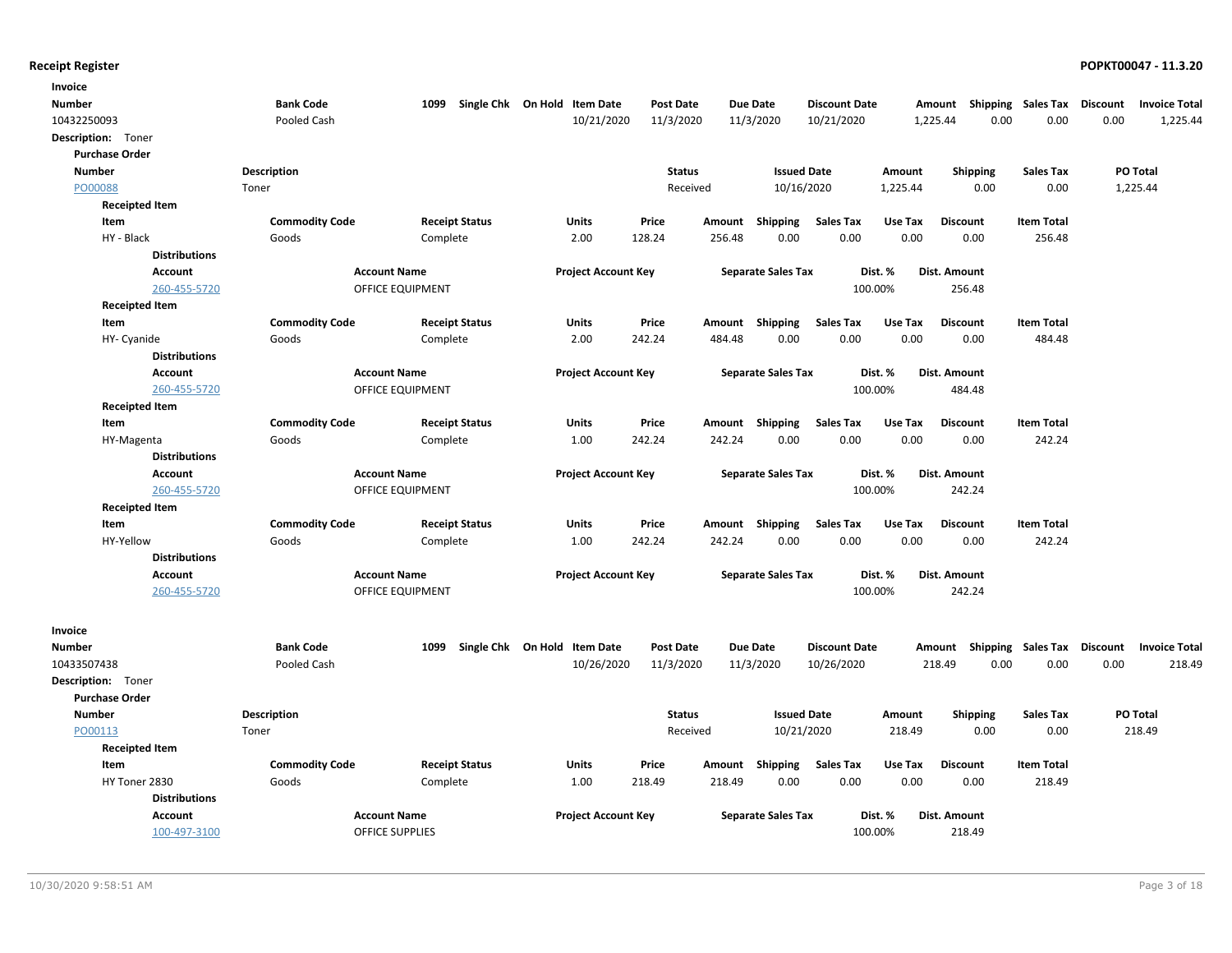## Receipt Register

POPKT00047 - 11.3.20

**Invoice**

| Number | Bank Code | 1099 | Single Chk | On Hold | Item Date | Post Date | Due Date | Discount Date | Amount | Shipping | Sales Tax | Discount | Invoice Total |
|---|---|---|---|---|---|---|---|---|---|---|---|---|---|
| 10432250093 | Pooled Cash | | | | 10/21/2020 | 11/3/2020 | 11/3/2020 | 10/21/2020 | 1,225.44 | 0.00 | 0.00 | 0.00 | 1,225.44 |

**Description:** Toner

**Purchase Order**

| Number | Description | Status | Issued Date | Amount | Shipping | Sales Tax | PO Total |
|---|---|---|---|---|---|---|---|
| PO00088 | Toner | Received | 10/16/2020 | 1,225.44 | 0.00 | 0.00 | 1,225.44 |

**Receipted Item**

| Item | Commodity Code | Receipt Status | Units | Price | Amount | Shipping | Sales Tax | Use Tax | Discount | Item Total |
|---|---|---|---|---|---|---|---|---|---|---|
| HY - Black | Goods | Complete | 2.00 | 128.24 | 256.48 | 0.00 | 0.00 | 0.00 | 0.00 | 256.48 |

**Distributions**

| Account | Account Name | Project Account Key | Separate Sales Tax | Dist. % | Dist. Amount |
|---|---|---|---|---|---|
| 260-455-5720 | OFFICE EQUIPMENT | | | 100.00% | 256.48 |

**Receipted Item**

| Item | Commodity Code | Receipt Status | Units | Price | Amount | Shipping | Sales Tax | Use Tax | Discount | Item Total |
|---|---|---|---|---|---|---|---|---|---|---|
| HY- Cyanide | Goods | Complete | 2.00 | 242.24 | 484.48 | 0.00 | 0.00 | 0.00 | 0.00 | 484.48 |

**Distributions**

| Account | Account Name | Project Account Key | Separate Sales Tax | Dist. % | Dist. Amount |
|---|---|---|---|---|---|
| 260-455-5720 | OFFICE EQUIPMENT | | | 100.00% | 484.48 |

**Receipted Item**

| Item | Commodity Code | Receipt Status | Units | Price | Amount | Shipping | Sales Tax | Use Tax | Discount | Item Total |
|---|---|---|---|---|---|---|---|---|---|---|
| HY-Magenta | Goods | Complete | 1.00 | 242.24 | 242.24 | 0.00 | 0.00 | 0.00 | 0.00 | 242.24 |

**Distributions**

| Account | Account Name | Project Account Key | Separate Sales Tax | Dist. % | Dist. Amount |
|---|---|---|---|---|---|
| 260-455-5720 | OFFICE EQUIPMENT | | | 100.00% | 242.24 |

**Receipted Item**

| Item | Commodity Code | Receipt Status | Units | Price | Amount | Shipping | Sales Tax | Use Tax | Discount | Item Total |
|---|---|---|---|---|---|---|---|---|---|---|
| HY-Yellow | Goods | Complete | 1.00 | 242.24 | 242.24 | 0.00 | 0.00 | 0.00 | 0.00 | 242.24 |

**Distributions**

| Account | Account Name | Project Account Key | Separate Sales Tax | Dist. % | Dist. Amount |
|---|---|---|---|---|---|
| 260-455-5720 | OFFICE EQUIPMENT | | | 100.00% | 242.24 |

**Invoice**

| Number | Bank Code | 1099 | Single Chk | On Hold | Item Date | Post Date | Due Date | Discount Date | Amount | Shipping | Sales Tax | Discount | Invoice Total |
|---|---|---|---|---|---|---|---|---|---|---|---|---|---|
| 10433507438 | Pooled Cash | | | | 10/26/2020 | 11/3/2020 | 11/3/2020 | 10/26/2020 | 218.49 | 0.00 | 0.00 | 0.00 | 218.49 |

**Description:** Toner

**Purchase Order**

| Number | Description | Status | Issued Date | Amount | Shipping | Sales Tax | PO Total |
|---|---|---|---|---|---|---|---|
| PO00113 | Toner | Received | 10/21/2020 | 218.49 | 0.00 | 0.00 | 218.49 |

**Receipted Item**

| Item | Commodity Code | Receipt Status | Units | Price | Amount | Shipping | Sales Tax | Use Tax | Discount | Item Total |
|---|---|---|---|---|---|---|---|---|---|---|
| HY Toner 2830 | Goods | Complete | 1.00 | 218.49 | 218.49 | 0.00 | 0.00 | 0.00 | 0.00 | 218.49 |

**Distributions**

| Account | Account Name | Project Account Key | Separate Sales Tax | Dist. % | Dist. Amount |
|---|---|---|---|---|---|
| 100-497-3100 | OFFICE SUPPLIES | | | 100.00% | 218.49 |

10/30/2020 9:58:51 AM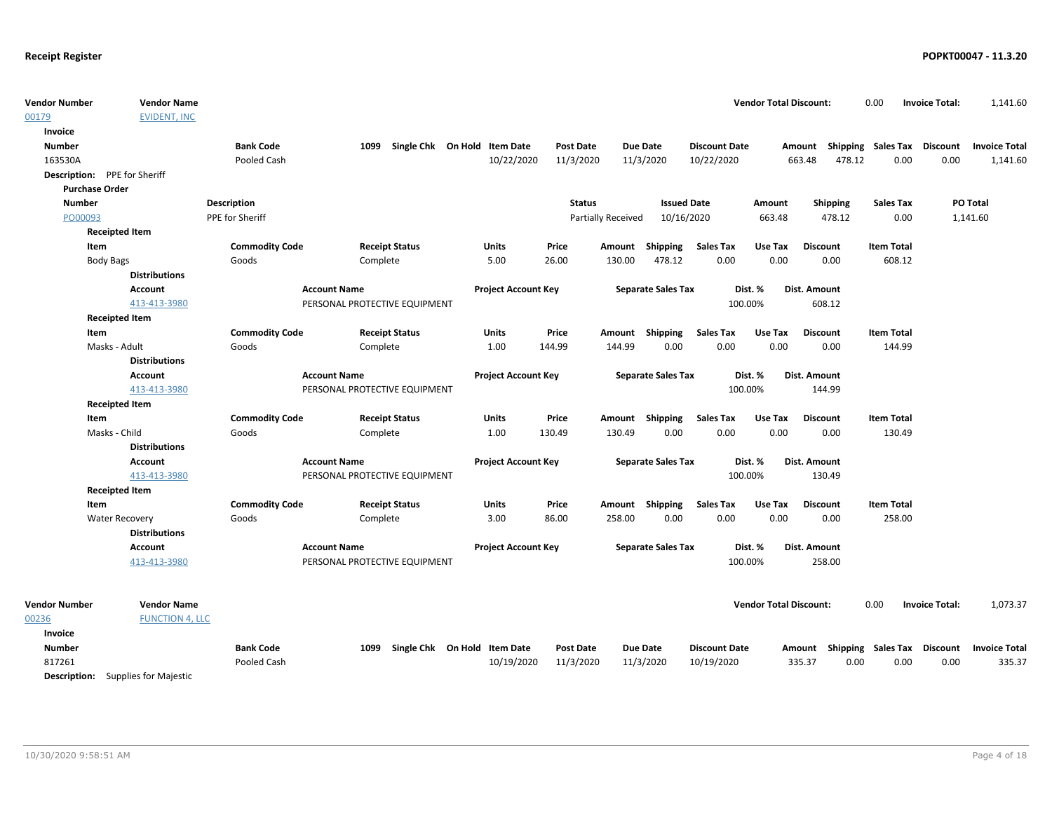| Vendor Number | Vendor Name | Vendor Total Discount: | 0.00 | Invoice Total: | 1,141.60 |
|---|---|---|---|---|---|
| 00179 | EVIDENT, INC | | | | |

**Invoice**

| Number | Bank Code | 1099 | Single Chk | On Hold | Item Date | Post Date | Due Date | Discount Date | Amount | Shipping | Sales Tax | Discount | Invoice Total |
|---|---|---|---|---|---|---|---|---|---|---|---|---|---|
| 163530A | Pooled Cash | | | | 10/22/2020 | 11/3/2020 | 11/3/2020 | 10/22/2020 | 663.48 | 478.12 | 0.00 | 0.00 | 1,141.60 |

**Description:** PPE for Sheriff

**Purchase Order**

| Number | Description | Status | Issued Date | Amount | Shipping | Sales Tax | PO Total |
|---|---|---|---|---|---|---|---|
| PO00093 | PPE for Sheriff | Partially Received | 10/16/2020 | 663.48 | 478.12 | 0.00 | 1,141.60 |

**Receipted Item**

| Item | Commodity Code | Receipt Status | Units | Price | Amount | Shipping | Sales Tax | Use Tax | Discount | Item Total |
|---|---|---|---|---|---|---|---|---|---|---|
| Body Bags | Goods | Complete | 5.00 | 26.00 | 130.00 | 478.12 | 0.00 | 0.00 | 0.00 | 608.12 |

**Distributions**

| Account | Account Name | Project Account Key | Separate Sales Tax | Dist. % | Dist. Amount |
|---|---|---|---|---|---|
| 413-413-3980 | PERSONAL PROTECTIVE EQUIPMENT | | | 100.00% | 608.12 |

**Receipted Item**

| Item | Commodity Code | Receipt Status | Units | Price | Amount | Shipping | Sales Tax | Use Tax | Discount | Item Total |
|---|---|---|---|---|---|---|---|---|---|---|
| Masks - Adult | Goods | Complete | 1.00 | 144.99 | 144.99 | 0.00 | 0.00 | 0.00 | 0.00 | 144.99 |

**Distributions**

| Account | Account Name | Project Account Key | Separate Sales Tax | Dist. % | Dist. Amount |
|---|---|---|---|---|---|
| 413-413-3980 | PERSONAL PROTECTIVE EQUIPMENT | | | 100.00% | 144.99 |

**Receipted Item**

| Item | Commodity Code | Receipt Status | Units | Price | Amount | Shipping | Sales Tax | Use Tax | Discount | Item Total |
|---|---|---|---|---|---|---|---|---|---|---|
| Masks - Child | Goods | Complete | 1.00 | 130.49 | 130.49 | 0.00 | 0.00 | 0.00 | 0.00 | 130.49 |

**Distributions**

| Account | Account Name | Project Account Key | Separate Sales Tax | Dist. % | Dist. Amount |
|---|---|---|---|---|---|
| 413-413-3980 | PERSONAL PROTECTIVE EQUIPMENT | | | 100.00% | 130.49 |

**Receipted Item**

| Item | Commodity Code | Receipt Status | Units | Price | Amount | Shipping | Sales Tax | Use Tax | Discount | Item Total |
|---|---|---|---|---|---|---|---|---|---|---|
| Water Recovery | Goods | Complete | 3.00 | 86.00 | 258.00 | 0.00 | 0.00 | 0.00 | 0.00 | 258.00 |

**Distributions**

| Account | Account Name | Project Account Key | Separate Sales Tax | Dist. % | Dist. Amount |
|---|---|---|---|---|---|
| 413-413-3980 | PERSONAL PROTECTIVE EQUIPMENT | | | 100.00% | 258.00 |

| Vendor Number | Vendor Name | Vendor Total Discount: | 0.00 | Invoice Total: | 1,073.37 |
|---|---|---|---|---|---|
| 00236 | FUNCTION 4, LLC | | | | |

**Invoice**

| Number | Bank Code | 1099 | Single Chk | On Hold | Item Date | Post Date | Due Date | Discount Date | Amount | Shipping | Sales Tax | Discount | Invoice Total |
|---|---|---|---|---|---|---|---|---|---|---|---|---|---|
| 817261 | Pooled Cash | | | | 10/19/2020 | 11/3/2020 | 11/3/2020 | 10/19/2020 | 335.37 | 0.00 | 0.00 | 0.00 | 335.37 |

**Description:** Supplies for Majestic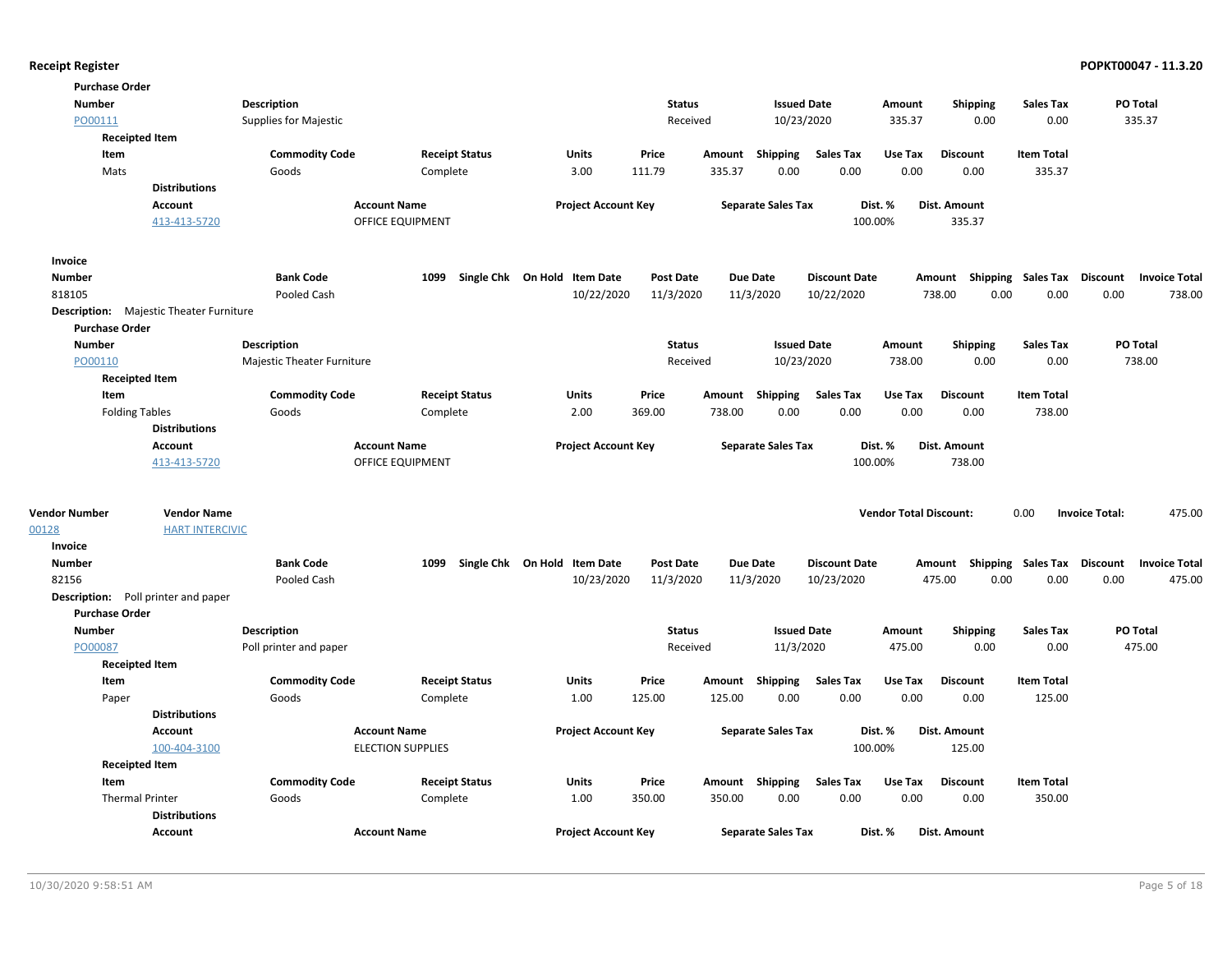**Receipt Register**

**Purchase Order**

| Number | Description | Status | Issued Date | Amount | Shipping | Sales Tax | PO Total |
|---|---|---|---|---|---|---|---|
| PO00111 | Supplies for Majestic | Received | 10/23/2020 | 335.37 | 0.00 | 0.00 | 335.37 |

**Receipted Item**

| Item | Commodity Code | Receipt Status | Units | Price | Amount | Shipping | Sales Tax | Use Tax | Discount | Item Total |
|---|---|---|---|---|---|---|---|---|---|---|
| Mats | Goods | Complete | 3.00 | 111.79 | 335.37 | 0.00 | 0.00 | 0.00 | 0.00 | 335.37 |

**Distributions**

| Account | Account Name | Project Account Key | Separate Sales Tax | Dist. % | Dist. Amount |
|---|---|---|---|---|---|
| 413-413-5720 | OFFICE EQUIPMENT | | | 100.00% | 335.37 |

**Invoice**

| Number | Bank Code | 1099 | Single Chk | On Hold | Item Date | Post Date | Due Date | Discount Date | Amount | Shipping | Sales Tax | Discount | Invoice Total |
|---|---|---|---|---|---|---|---|---|---|---|---|---|---|
| 818105 | Pooled Cash | | | | 10/22/2020 | 11/3/2020 | 11/3/2020 | 10/22/2020 | 738.00 | 0.00 | 0.00 | 0.00 | 738.00 |

**Description:** Majestic Theater Furniture

**Purchase Order**

| Number | Description | Status | Issued Date | Amount | Shipping | Sales Tax | PO Total |
|---|---|---|---|---|---|---|---|
| PO00110 | Majestic Theater Furniture | Received | 10/23/2020 | 738.00 | 0.00 | 0.00 | 738.00 |

**Receipted Item**

| Item | Commodity Code | Receipt Status | Units | Price | Amount | Shipping | Sales Tax | Use Tax | Discount | Item Total |
|---|---|---|---|---|---|---|---|---|---|---|
| Folding Tables | Goods | Complete | 2.00 | 369.00 | 738.00 | 0.00 | 0.00 | 0.00 | 0.00 | 738.00 |

**Distributions**

| Account | Account Name | Project Account Key | Separate Sales Tax | Dist. % | Dist. Amount |
|---|---|---|---|---|---|
| 413-413-5720 | OFFICE EQUIPMENT | | | 100.00% | 738.00 |

| Vendor Number | Vendor Name | Vendor Total Discount: | | Invoice Total: | |
|---|---|---|---|---|---|
| 00128 | HART INTERCIVIC | | 0.00 | | 475.00 |

**Invoice**

| Number | Bank Code | 1099 | Single Chk | On Hold | Item Date | Post Date | Due Date | Discount Date | Amount | Shipping | Sales Tax | Discount | Invoice Total |
|---|---|---|---|---|---|---|---|---|---|---|---|---|---|
| 82156 | Pooled Cash | | | | 10/23/2020 | 11/3/2020 | 11/3/2020 | 10/23/2020 | 475.00 | 0.00 | 0.00 | 0.00 | 475.00 |

**Description:** Poll printer and paper

**Purchase Order**

| Number | Description | Status | Issued Date | Amount | Shipping | Sales Tax | PO Total |
|---|---|---|---|---|---|---|---|
| PO00087 | Poll printer and paper | Received | 11/3/2020 | 475.00 | 0.00 | 0.00 | 475.00 |

**Receipted Item**

| Item | Commodity Code | Receipt Status | Units | Price | Amount | Shipping | Sales Tax | Use Tax | Discount | Item Total |
|---|---|---|---|---|---|---|---|---|---|---|
| Paper | Goods | Complete | 1.00 | 125.00 | 125.00 | 0.00 | 0.00 | 0.00 | 0.00 | 125.00 |

**Distributions**

| Account | Account Name | Project Account Key | Separate Sales Tax | Dist. % | Dist. Amount |
|---|---|---|---|---|---|
| 100-404-3100 | ELECTION SUPPLIES | | | 100.00% | 125.00 |

**Receipted Item**

| Item | Commodity Code | Receipt Status | Units | Price | Amount | Shipping | Sales Tax | Use Tax | Discount | Item Total |
|---|---|---|---|---|---|---|---|---|---|---|
| Thermal Printer | Goods | Complete | 1.00 | 350.00 | 350.00 | 0.00 | 0.00 | 0.00 | 0.00 | 350.00 |

**Distributions**

| Account | Account Name | Project Account Key | Separate Sales Tax | Dist. % | Dist. Amount |
|---|---|---|---|---|---|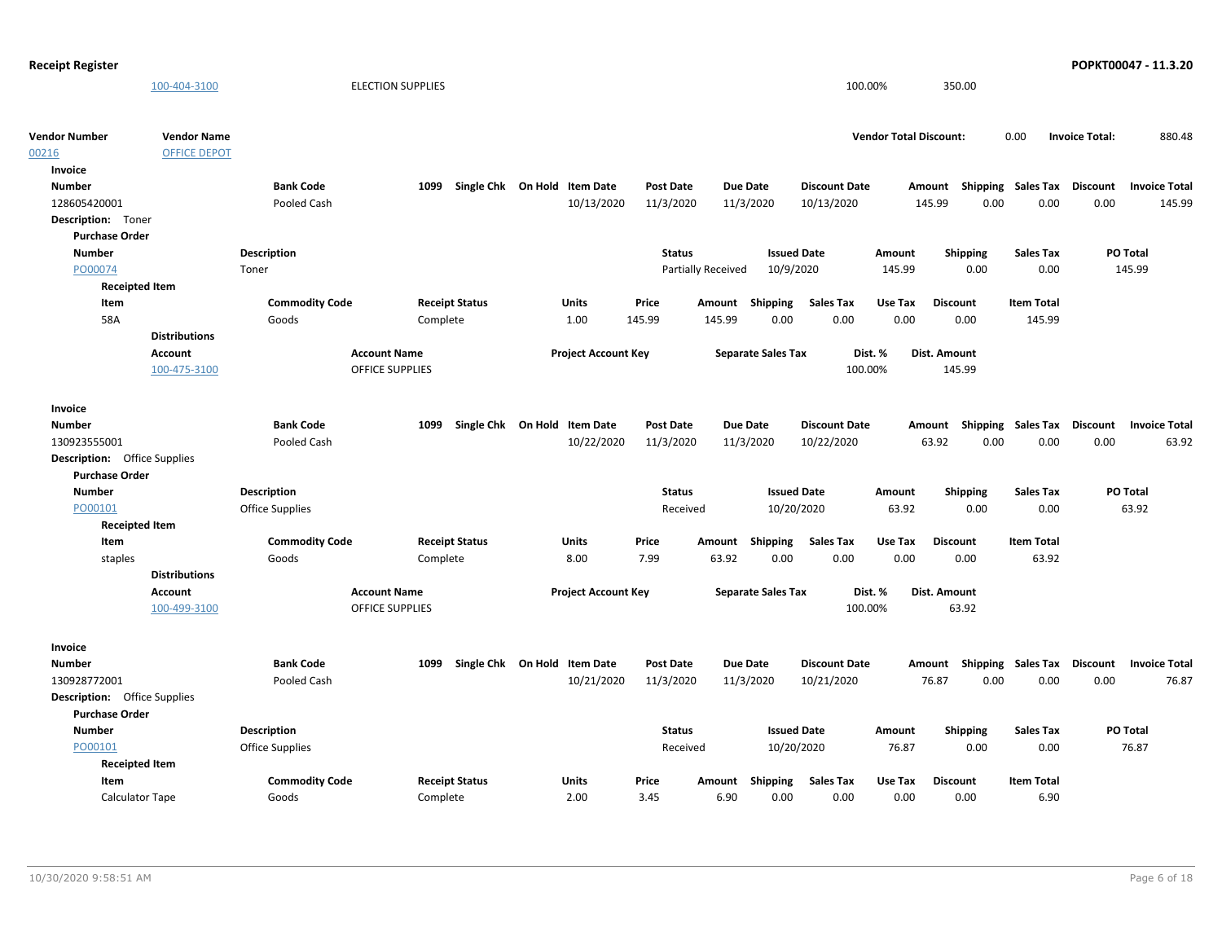| Account | Account Name | Project Account Key | Separate Sales Tax | Dist. % | Dist. Amount |
|---|---|---|---|---|---|
| 100-404-3100 | ELECTION SUPPLIES | | | 100.00% | 350.00 |

**Vendor Number** 00216 **Vendor Name** OFFICE DEPOT

**Vendor Total Discount:** 0.00 **Invoice Total:** 880.48

**Invoice**

| Number | Bank Code | 1099 | Single Chk | On Hold | Item Date | Post Date | Due Date | Discount Date | Amount | Shipping | Sales Tax | Discount | Invoice Total |
|---|---|---|---|---|---|---|---|---|---|---|---|---|---|
| 128605420001 | Pooled Cash | | | | 10/13/2020 | 11/3/2020 | 11/3/2020 | 10/13/2020 | 145.99 | 0.00 | 0.00 | 0.00 | 145.99 |

**Description:** Toner

**Purchase Order**

| Number | Description | Status | Issued Date | Amount | Shipping | Sales Tax | PO Total |
|---|---|---|---|---|---|---|---|
| PO00074 | Toner | Partially Received | 10/9/2020 | 145.99 | 0.00 | 0.00 | 145.99 |

**Receipted Item**

| Item | Commodity Code | Receipt Status | Units | Price | Amount | Shipping | Sales Tax | Use Tax | Discount | Item Total |
|---|---|---|---|---|---|---|---|---|---|---|
| 58A | Goods | Complete | 1.00 | 145.99 | 145.99 | 0.00 | 0.00 | 0.00 | 0.00 | 145.99 |

**Distributions**

| Account | Account Name | Project Account Key | Separate Sales Tax | Dist. % | Dist. Amount |
|---|---|---|---|---|---|
| 100-475-3100 | OFFICE SUPPLIES | | | 100.00% | 145.99 |

**Invoice**

| Number | Bank Code | 1099 | Single Chk | On Hold | Item Date | Post Date | Due Date | Discount Date | Amount | Shipping | Sales Tax | Discount | Invoice Total |
|---|---|---|---|---|---|---|---|---|---|---|---|---|---|
| 130923555001 | Pooled Cash | | | | 10/22/2020 | 11/3/2020 | 11/3/2020 | 10/22/2020 | 63.92 | 0.00 | 0.00 | 0.00 | 63.92 |

**Description:** Office Supplies

**Purchase Order**

| Number | Description | Status | Issued Date | Amount | Shipping | Sales Tax | PO Total |
|---|---|---|---|---|---|---|---|
| PO00101 | Office Supplies | Received | 10/20/2020 | 63.92 | 0.00 | 0.00 | 63.92 |

**Receipted Item**

| Item | Commodity Code | Receipt Status | Units | Price | Amount | Shipping | Sales Tax | Use Tax | Discount | Item Total |
|---|---|---|---|---|---|---|---|---|---|---|
| staples | Goods | Complete | 8.00 | 7.99 | 63.92 | 0.00 | 0.00 | 0.00 | 0.00 | 63.92 |

**Distributions**

| Account | Account Name | Project Account Key | Separate Sales Tax | Dist. % | Dist. Amount |
|---|---|---|---|---|---|
| 100-499-3100 | OFFICE SUPPLIES | | | 100.00% | 63.92 |

**Invoice**

| Number | Bank Code | 1099 | Single Chk | On Hold | Item Date | Post Date | Due Date | Discount Date | Amount | Shipping | Sales Tax | Discount | Invoice Total |
|---|---|---|---|---|---|---|---|---|---|---|---|---|---|
| 130928772001 | Pooled Cash | | | | 10/21/2020 | 11/3/2020 | 11/3/2020 | 10/21/2020 | 76.87 | 0.00 | 0.00 | 0.00 | 76.87 |

**Description:** Office Supplies

**Purchase Order**

| Number | Description | Status | Issued Date | Amount | Shipping | Sales Tax | PO Total |
|---|---|---|---|---|---|---|---|
| PO00101 | Office Supplies | Received | 10/20/2020 | 76.87 | 0.00 | 0.00 | 76.87 |

**Receipted Item**

| Item | Commodity Code | Receipt Status | Units | Price | Amount | Shipping | Sales Tax | Use Tax | Discount | Item Total |
|---|---|---|---|---|---|---|---|---|---|---|
| Calculator Tape | Goods | Complete | 2.00 | 3.45 | 6.90 | 0.00 | 0.00 | 0.00 | 0.00 | 6.90 |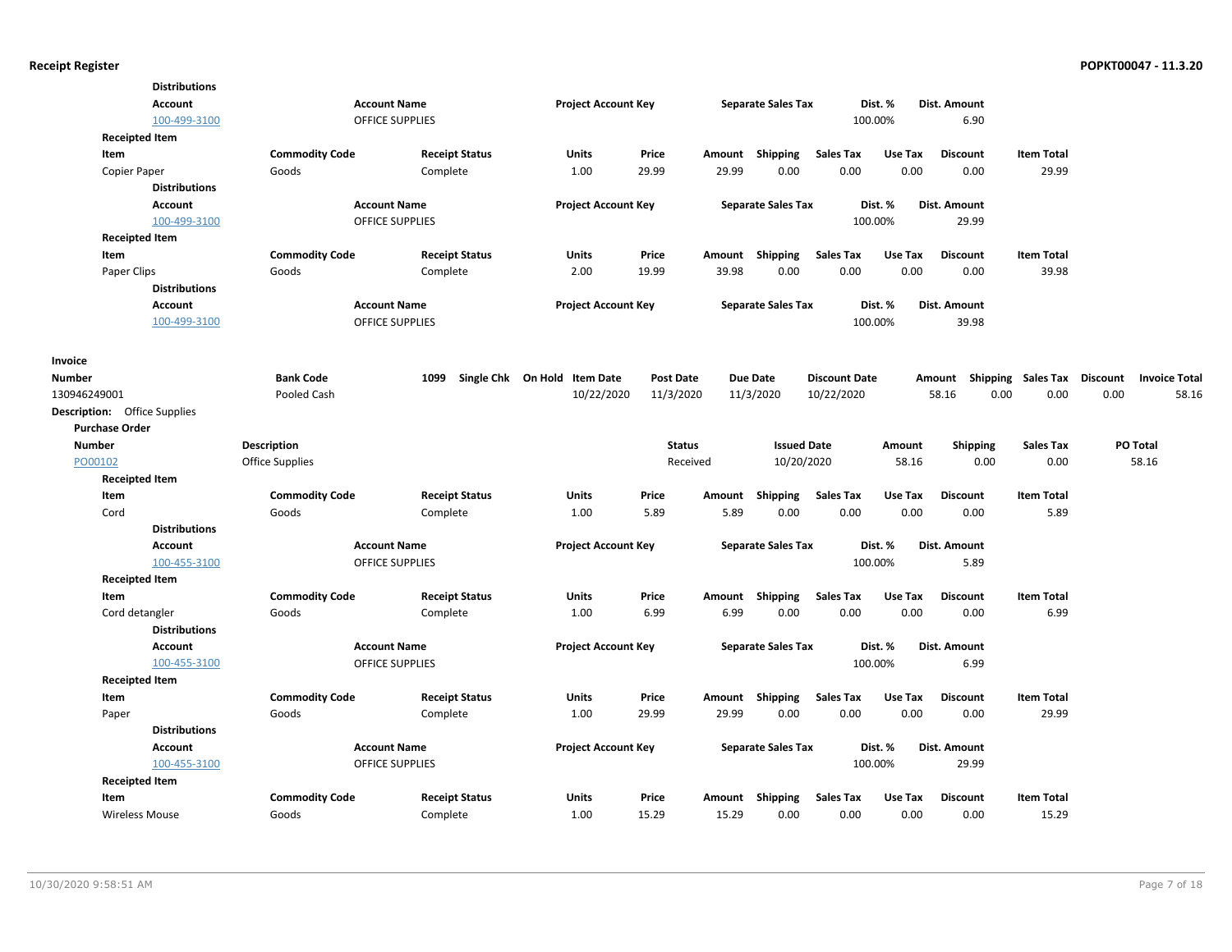**Distributions**

| Account | Account Name | Project Account Key | Separate Sales Tax | Dist. % | Dist. Amount |
|---|---|---|---|---|---|
| 100-499-3100 | OFFICE SUPPLIES | | | 100.00% | 6.90 |

**Receipted Item**

| Item | Commodity Code | Receipt Status | Units | Price | Amount | Shipping | Sales Tax | Use Tax | Discount | Item Total |
|---|---|---|---|---|---|---|---|---|---|---|
| Copier Paper | Goods | Complete | 1.00 | 29.99 | 29.99 | 0.00 | 0.00 | 0.00 | 0.00 | 29.99 |

**Distributions**

| Account | Account Name | Project Account Key | Separate Sales Tax | Dist. % | Dist. Amount |
|---|---|---|---|---|---|
| 100-499-3100 | OFFICE SUPPLIES | | | 100.00% | 29.99 |

**Receipted Item**

| Item | Commodity Code | Receipt Status | Units | Price | Amount | Shipping | Sales Tax | Use Tax | Discount | Item Total |
|---|---|---|---|---|---|---|---|---|---|---|
| Paper Clips | Goods | Complete | 2.00 | 19.99 | 39.98 | 0.00 | 0.00 | 0.00 | 0.00 | 39.98 |

**Distributions**

| Account | Account Name | Project Account Key | Separate Sales Tax | Dist. % | Dist. Amount |
|---|---|---|---|---|---|
| 100-499-3100 | OFFICE SUPPLIES | | | 100.00% | 39.98 |

**Invoice**

| Number | Bank Code | 1099 | Single Chk | On Hold | Item Date | Post Date | Due Date | Discount Date | Amount | Shipping | Sales Tax | Discount | Invoice Total |
|---|---|---|---|---|---|---|---|---|---|---|---|---|---|
| 130946249001 | Pooled Cash | | | | 10/22/2020 | 11/3/2020 | 11/3/2020 | 10/22/2020 | 58.16 | 0.00 | 0.00 | 0.00 | 58.16 |

**Description:** Office Supplies

**Purchase Order**

| Number | Description | Status | Issued Date | Amount | Shipping | Sales Tax | PO Total |
|---|---|---|---|---|---|---|---|
| PO00102 | Office Supplies | Received | 10/20/2020 | 58.16 | 0.00 | 0.00 | 58.16 |

**Receipted Item**

| Item | Commodity Code | Receipt Status | Units | Price | Amount | Shipping | Sales Tax | Use Tax | Discount | Item Total |
|---|---|---|---|---|---|---|---|---|---|---|
| Cord | Goods | Complete | 1.00 | 5.89 | 5.89 | 0.00 | 0.00 | 0.00 | 0.00 | 5.89 |

**Distributions**

| Account | Account Name | Project Account Key | Separate Sales Tax | Dist. % | Dist. Amount |
|---|---|---|---|---|---|
| 100-455-3100 | OFFICE SUPPLIES | | | 100.00% | 5.89 |

**Receipted Item**

| Item | Commodity Code | Receipt Status | Units | Price | Amount | Shipping | Sales Tax | Use Tax | Discount | Item Total |
|---|---|---|---|---|---|---|---|---|---|---|
| Cord detangler | Goods | Complete | 1.00 | 6.99 | 6.99 | 0.00 | 0.00 | 0.00 | 0.00 | 6.99 |

**Distributions**

| Account | Account Name | Project Account Key | Separate Sales Tax | Dist. % | Dist. Amount |
|---|---|---|---|---|---|
| 100-455-3100 | OFFICE SUPPLIES | | | 100.00% | 6.99 |

**Receipted Item**

| Item | Commodity Code | Receipt Status | Units | Price | Amount | Shipping | Sales Tax | Use Tax | Discount | Item Total |
|---|---|---|---|---|---|---|---|---|---|---|
| Paper | Goods | Complete | 1.00 | 29.99 | 29.99 | 0.00 | 0.00 | 0.00 | 0.00 | 29.99 |

**Distributions**

| Account | Account Name | Project Account Key | Separate Sales Tax | Dist. % | Dist. Amount |
|---|---|---|---|---|---|
| 100-455-3100 | OFFICE SUPPLIES | | | 100.00% | 29.99 |

**Receipted Item**

| Item | Commodity Code | Receipt Status | Units | Price | Amount | Shipping | Sales Tax | Use Tax | Discount | Item Total |
|---|---|---|---|---|---|---|---|---|---|---|
| Wireless Mouse | Goods | Complete | 1.00 | 15.29 | 15.29 | 0.00 | 0.00 | 0.00 | 0.00 | 15.29 |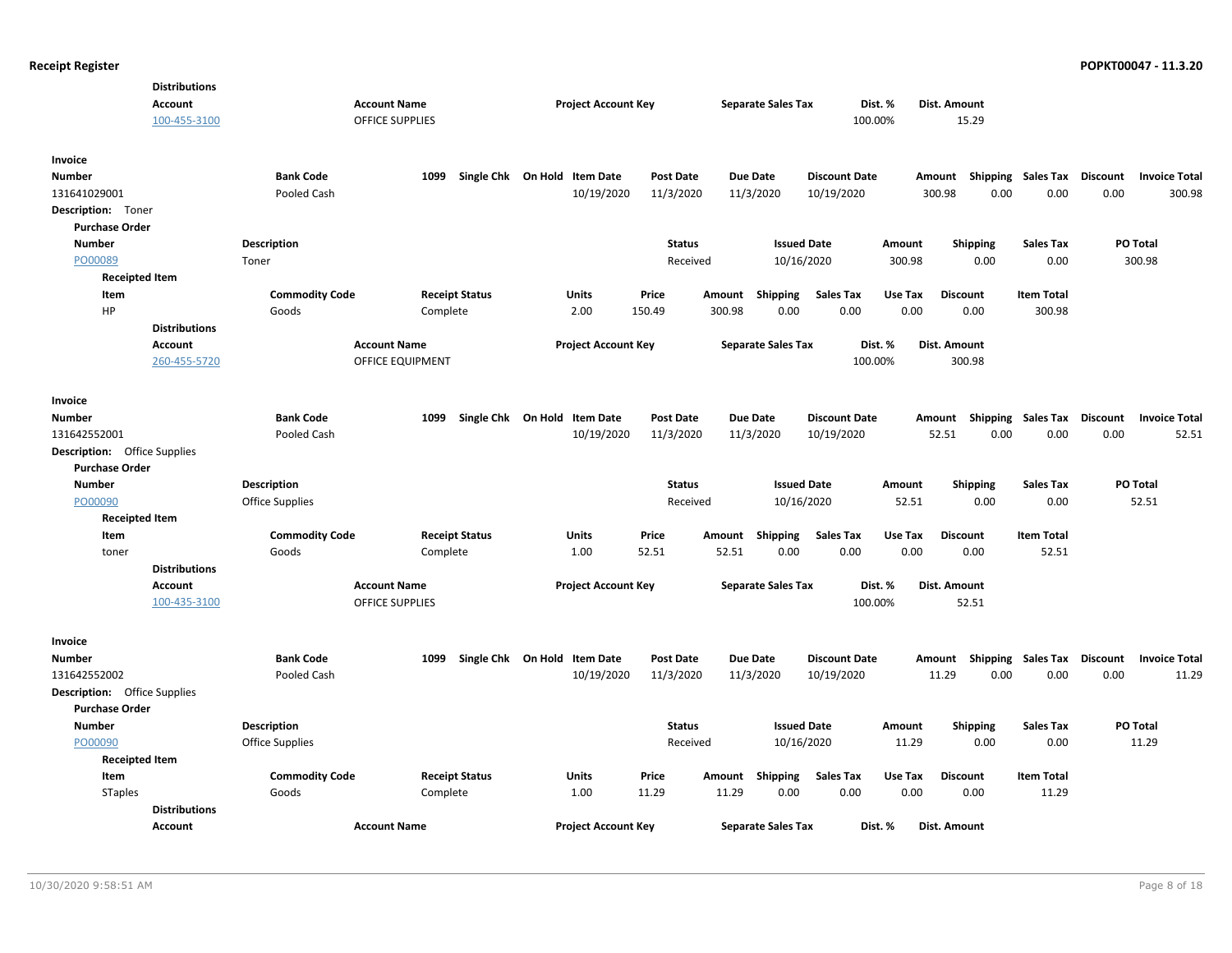**Distributions**

| Account | Account Name | Project Account Key | Separate Sales Tax | Dist. % | Dist. Amount |
|---|---|---|---|---|---|
| 100-455-3100 | OFFICE SUPPLIES | | | 100.00% | 15.29 |

**Invoice**

| Number | Bank Code | 1099 | Single Chk | On Hold | Item Date | Post Date | Due Date | Discount Date | Amount | Shipping | Sales Tax | Discount | Invoice Total |
|---|---|---|---|---|---|---|---|---|---|---|---|---|---|
| 131641029001 | Pooled Cash | | | | 10/19/2020 | 11/3/2020 | 11/3/2020 | 10/19/2020 | 300.98 | 0.00 | 0.00 | 0.00 | 300.98 |

**Description:** Toner

**Purchase Order**

| Number | Description | Status | Issued Date | Amount | Shipping | Sales Tax | PO Total |
|---|---|---|---|---|---|---|---|
| PO00089 | Toner | Received | 10/16/2020 | 300.98 | 0.00 | 0.00 | 300.98 |

**Receipted Item**

| Item | Commodity Code | Receipt Status | Units | Price | Amount | Shipping | Sales Tax | Use Tax | Discount | Item Total |
|---|---|---|---|---|---|---|---|---|---|---|
| HP | Goods | Complete | 2.00 | 150.49 | 300.98 | 0.00 | 0.00 | 0.00 | 0.00 | 300.98 |

**Distributions**

| Account | Account Name | Project Account Key | Separate Sales Tax | Dist. % | Dist. Amount |
|---|---|---|---|---|---|
| 260-455-5720 | OFFICE EQUIPMENT | | | 100.00% | 300.98 |

**Invoice**

| Number | Bank Code | 1099 | Single Chk | On Hold | Item Date | Post Date | Due Date | Discount Date | Amount | Shipping | Sales Tax | Discount | Invoice Total |
|---|---|---|---|---|---|---|---|---|---|---|---|---|---|
| 131642552001 | Pooled Cash | | | | 10/19/2020 | 11/3/2020 | 11/3/2020 | 10/19/2020 | 52.51 | 0.00 | 0.00 | 0.00 | 52.51 |

**Description:** Office Supplies

**Purchase Order**

| Number | Description | Status | Issued Date | Amount | Shipping | Sales Tax | PO Total |
|---|---|---|---|---|---|---|---|
| PO00090 | Office Supplies | Received | 10/16/2020 | 52.51 | 0.00 | 0.00 | 52.51 |

**Receipted Item**

| Item | Commodity Code | Receipt Status | Units | Price | Amount | Shipping | Sales Tax | Use Tax | Discount | Item Total |
|---|---|---|---|---|---|---|---|---|---|---|
| toner | Goods | Complete | 1.00 | 52.51 | 52.51 | 0.00 | 0.00 | 0.00 | 0.00 | 52.51 |

**Distributions**

| Account | Account Name | Project Account Key | Separate Sales Tax | Dist. % | Dist. Amount |
|---|---|---|---|---|---|
| 100-435-3100 | OFFICE SUPPLIES | | | 100.00% | 52.51 |

**Invoice**

| Number | Bank Code | 1099 | Single Chk | On Hold | Item Date | Post Date | Due Date | Discount Date | Amount | Shipping | Sales Tax | Discount | Invoice Total |
|---|---|---|---|---|---|---|---|---|---|---|---|---|---|
| 131642552002 | Pooled Cash | | | | 10/19/2020 | 11/3/2020 | 11/3/2020 | 10/19/2020 | 11.29 | 0.00 | 0.00 | 0.00 | 11.29 |

**Description:** Office Supplies

**Purchase Order**

| Number | Description | Status | Issued Date | Amount | Shipping | Sales Tax | PO Total |
|---|---|---|---|---|---|---|---|
| PO00090 | Office Supplies | Received | 10/16/2020 | 11.29 | 0.00 | 0.00 | 11.29 |

**Receipted Item**

| Item | Commodity Code | Receipt Status | Units | Price | Amount | Shipping | Sales Tax | Use Tax | Discount | Item Total |
|---|---|---|---|---|---|---|---|---|---|---|
| STaples | Goods | Complete | 1.00 | 11.29 | 11.29 | 0.00 | 0.00 | 0.00 | 0.00 | 11.29 |

**Distributions**

| Account | Account Name | Project Account Key | Separate Sales Tax | Dist. % | Dist. Amount |
|---|---|---|---|---|---|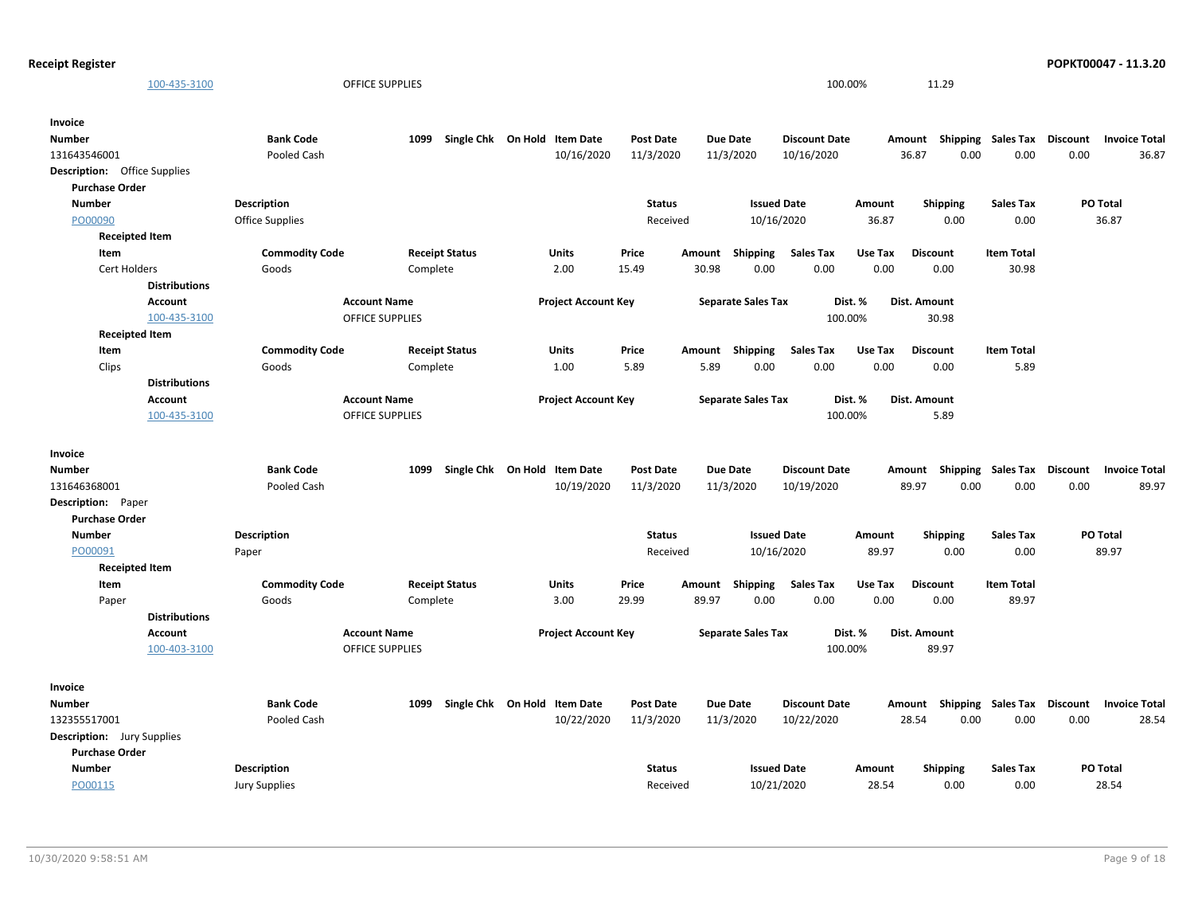**Receipt Register**

| Account | Account Name | Project Account Key | Separate Sales Tax | Dist. % | Dist. Amount |
|---|---|---|---|---|---|
| 100-435-3100 | OFFICE SUPPLIES | | | 100.00% | 11.29 |

**Invoice**

| Number | Bank Code | 1099 | Single Chk | On Hold | Item Date | Post Date | Due Date | Discount Date | Amount | Shipping | Sales Tax | Discount | Invoice Total |
|---|---|---|---|---|---|---|---|---|---|---|---|---|---|
| 131643546001 | Pooled Cash | | | | 10/16/2020 | 11/3/2020 | 11/3/2020 | 10/16/2020 | 36.87 | 0.00 | 0.00 | 0.00 | 36.87 |

**Description:** Office Supplies

**Purchase Order**

| Number | Description | Status | Issued Date | Amount | Shipping | Sales Tax | PO Total |
|---|---|---|---|---|---|---|---|
| PO00090 | Office Supplies | Received | 10/16/2020 | 36.87 | 0.00 | 0.00 | 36.87 |

**Receipted Item**

| Item | Commodity Code | Receipt Status | Units | Price | Amount | Shipping | Sales Tax | Use Tax | Discount | Item Total |
|---|---|---|---|---|---|---|---|---|---|---|
| Cert Holders | Goods | Complete | 2.00 | 15.49 | 30.98 | 0.00 | 0.00 | 0.00 | 0.00 | 30.98 |

**Distributions**

| Account | Account Name | Project Account Key | Separate Sales Tax | Dist. % | Dist. Amount |
|---|---|---|---|---|---|
| 100-435-3100 | OFFICE SUPPLIES | | | 100.00% | 30.98 |

**Receipted Item**

| Item | Commodity Code | Receipt Status | Units | Price | Amount | Shipping | Sales Tax | Use Tax | Discount | Item Total |
|---|---|---|---|---|---|---|---|---|---|---|
| Clips | Goods | Complete | 1.00 | 5.89 | 5.89 | 0.00 | 0.00 | 0.00 | 0.00 | 5.89 |

**Distributions**

| Account | Account Name | Project Account Key | Separate Sales Tax | Dist. % | Dist. Amount |
|---|---|---|---|---|---|
| 100-435-3100 | OFFICE SUPPLIES | | | 100.00% | 5.89 |

**Invoice**

| Number | Bank Code | 1099 | Single Chk | On Hold | Item Date | Post Date | Due Date | Discount Date | Amount | Shipping | Sales Tax | Discount | Invoice Total |
|---|---|---|---|---|---|---|---|---|---|---|---|---|---|
| 131646368001 | Pooled Cash | | | | 10/19/2020 | 11/3/2020 | 11/3/2020 | 10/19/2020 | 89.97 | 0.00 | 0.00 | 0.00 | 89.97 |

**Description:** Paper

**Purchase Order**

| Number | Description | Status | Issued Date | Amount | Shipping | Sales Tax | PO Total |
|---|---|---|---|---|---|---|---|
| PO00091 | Paper | Received | 10/16/2020 | 89.97 | 0.00 | 0.00 | 89.97 |

**Receipted Item**

| Item | Commodity Code | Receipt Status | Units | Price | Amount | Shipping | Sales Tax | Use Tax | Discount | Item Total |
|---|---|---|---|---|---|---|---|---|---|---|
| Paper | Goods | Complete | 3.00 | 29.99 | 89.97 | 0.00 | 0.00 | 0.00 | 0.00 | 89.97 |

**Distributions**

| Account | Account Name | Project Account Key | Separate Sales Tax | Dist. % | Dist. Amount |
|---|---|---|---|---|---|
| 100-403-3100 | OFFICE SUPPLIES | | | 100.00% | 89.97 |

**Invoice**

| Number | Bank Code | 1099 | Single Chk | On Hold | Item Date | Post Date | Due Date | Discount Date | Amount | Shipping | Sales Tax | Discount | Invoice Total |
|---|---|---|---|---|---|---|---|---|---|---|---|---|---|
| 132355517001 | Pooled Cash | | | | 10/22/2020 | 11/3/2020 | 11/3/2020 | 10/22/2020 | 28.54 | 0.00 | 0.00 | 0.00 | 28.54 |

**Description:** Jury Supplies

**Purchase Order**

| Number | Description | Status | Issued Date | Amount | Shipping | Sales Tax | PO Total |
|---|---|---|---|---|---|---|---|
| PO00115 | Jury Supplies | Received | 10/21/2020 | 28.54 | 0.00 | 0.00 | 28.54 |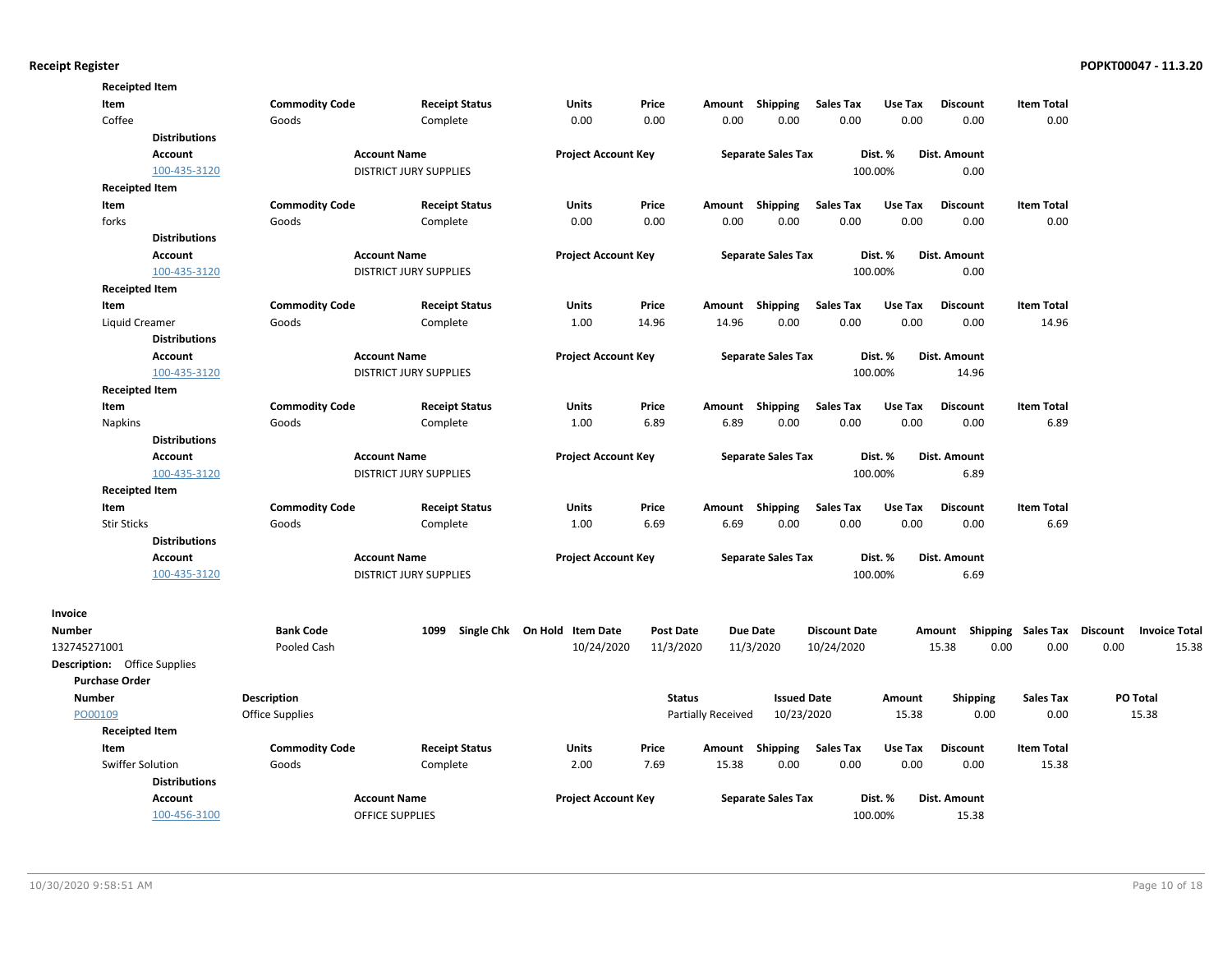**Receipted Item**

| Item | Commodity Code | Receipt Status | Units | Price | Amount | Shipping | Sales Tax | Use Tax | Discount | Item Total |
|---|---|---|---|---|---|---|---|---|---|---|
| Coffee | Goods | Complete | 0.00 | 0.00 | 0.00 | 0.00 | 0.00 | 0.00 | 0.00 | 0.00 |

**Distributions**

| Account | Account Name | Project Account Key | Separate Sales Tax | Dist. % | Dist. Amount |
|---|---|---|---|---|---|
| 100-435-3120 | DISTRICT JURY SUPPLIES | | | 100.00% | 0.00 |

**Receipted Item**

| Item | Commodity Code | Receipt Status | Units | Price | Amount | Shipping | Sales Tax | Use Tax | Discount | Item Total |
|---|---|---|---|---|---|---|---|---|---|---|
| forks | Goods | Complete | 0.00 | 0.00 | 0.00 | 0.00 | 0.00 | 0.00 | 0.00 | 0.00 |

**Distributions**

| Account | Account Name | Project Account Key | Separate Sales Tax | Dist. % | Dist. Amount |
|---|---|---|---|---|---|
| 100-435-3120 | DISTRICT JURY SUPPLIES | | | 100.00% | 0.00 |

**Receipted Item**

| Item | Commodity Code | Receipt Status | Units | Price | Amount | Shipping | Sales Tax | Use Tax | Discount | Item Total |
|---|---|---|---|---|---|---|---|---|---|---|
| Liquid Creamer | Goods | Complete | 1.00 | 14.96 | 14.96 | 0.00 | 0.00 | 0.00 | 0.00 | 14.96 |

**Distributions**

| Account | Account Name | Project Account Key | Separate Sales Tax | Dist. % | Dist. Amount |
|---|---|---|---|---|---|
| 100-435-3120 | DISTRICT JURY SUPPLIES | | | 100.00% | 14.96 |

**Receipted Item**

| Item | Commodity Code | Receipt Status | Units | Price | Amount | Shipping | Sales Tax | Use Tax | Discount | Item Total |
|---|---|---|---|---|---|---|---|---|---|---|
| Napkins | Goods | Complete | 1.00 | 6.89 | 6.89 | 0.00 | 0.00 | 0.00 | 0.00 | 6.89 |

**Distributions**

| Account | Account Name | Project Account Key | Separate Sales Tax | Dist. % | Dist. Amount |
|---|---|---|---|---|---|
| 100-435-3120 | DISTRICT JURY SUPPLIES | | | 100.00% | 6.89 |

**Receipted Item**

| Item | Commodity Code | Receipt Status | Units | Price | Amount | Shipping | Sales Tax | Use Tax | Discount | Item Total |
|---|---|---|---|---|---|---|---|---|---|---|
| Stir Sticks | Goods | Complete | 1.00 | 6.69 | 6.69 | 0.00 | 0.00 | 0.00 | 0.00 | 6.69 |

**Distributions**

| Account | Account Name | Project Account Key | Separate Sales Tax | Dist. % | Dist. Amount |
|---|---|---|---|---|---|
| 100-435-3120 | DISTRICT JURY SUPPLIES | | | 100.00% | 6.69 |

**Invoice**

| Number | Bank Code | 1099 | Single Chk | On Hold | Item Date | Post Date | Due Date | Discount Date | Amount | Shipping | Sales Tax | Discount | Invoice Total |
|---|---|---|---|---|---|---|---|---|---|---|---|---|---|
| 132745271001 | Pooled Cash | | | | 10/24/2020 | 11/3/2020 | 11/3/2020 | 10/24/2020 | 15.38 | 0.00 | 0.00 | 0.00 | 15.38 |

**Description:** Office Supplies

**Purchase Order**

| Number | Description | Status | Issued Date | Amount | Shipping | Sales Tax | PO Total |
|---|---|---|---|---|---|---|---|
| PO00109 | Office Supplies | Partially Received | 10/23/2020 | 15.38 | 0.00 | 0.00 | 15.38 |

**Receipted Item**

| Item | Commodity Code | Receipt Status | Units | Price | Amount | Shipping | Sales Tax | Use Tax | Discount | Item Total |
|---|---|---|---|---|---|---|---|---|---|---|
| Swiffer Solution | Goods | Complete | 2.00 | 7.69 | 15.38 | 0.00 | 0.00 | 0.00 | 0.00 | 15.38 |

**Distributions**

| Account | Account Name | Project Account Key | Separate Sales Tax | Dist. % | Dist. Amount |
|---|---|---|---|---|---|
| 100-456-3100 | OFFICE SUPPLIES | | | 100.00% | 15.38 |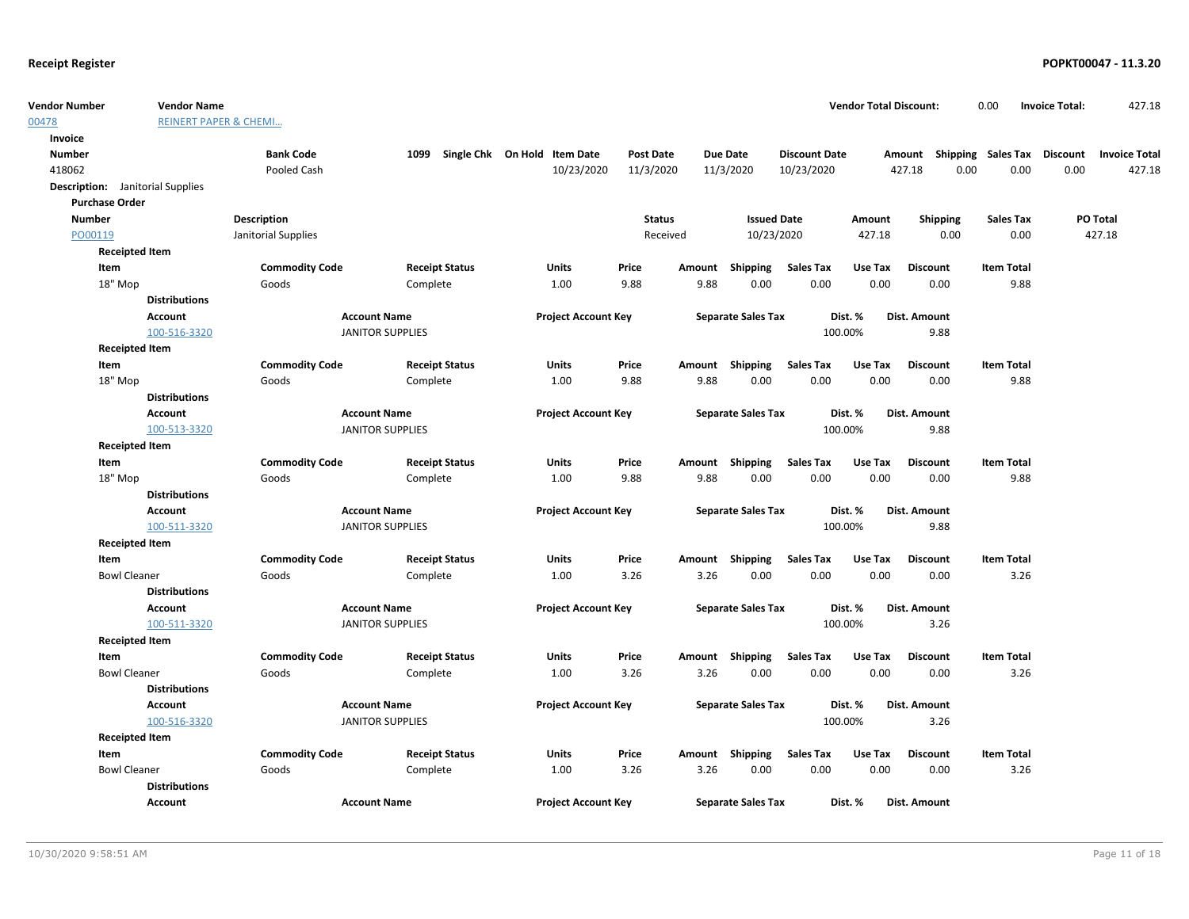**Receipt Register**

| Vendor Number | Vendor Name | Vendor Total Discount: | 0.00 | Invoice Total: | 427.18 |
|---|---|---|---|---|---|
| 00478 | REINERT PAPER & CHEMI... | | | | |

**Invoice**

| Number | Bank Code | 1099 | Single Chk | On Hold | Item Date | Post Date | Due Date | Discount Date | Amount | Shipping | Sales Tax | Discount | Invoice Total |
|---|---|---|---|---|---|---|---|---|---|---|---|---|---|
| 418062 | Pooled Cash | | | | 10/23/2020 | 11/3/2020 | 11/3/2020 | 10/23/2020 | 427.18 | 0.00 | 0.00 | 0.00 | 427.18 |

**Description:** Janitorial Supplies

**Purchase Order**

| Number | Description | Status | Issued Date | Amount | Shipping | Sales Tax | PO Total |
|---|---|---|---|---|---|---|---|
| PO00119 | Janitorial Supplies | Received | 10/23/2020 | 427.18 | 0.00 | 0.00 | 427.18 |

**Receipted Item**

| Item | Commodity Code | Receipt Status | Units | Price | Amount | Shipping | Sales Tax | Use Tax | Discount | Item Total |
|---|---|---|---|---|---|---|---|---|---|---|
| 18" Mop | Goods | Complete | 1.00 | 9.88 | 9.88 | 0.00 | 0.00 | 0.00 | 0.00 | 9.88 |

**Distributions**

| Account | Account Name | Project Account Key | Separate Sales Tax | Dist. % | Dist. Amount |
|---|---|---|---|---|---|
| 100-516-3320 | JANITOR SUPPLIES | | | 100.00% | 9.88 |

**Receipted Item**

| Item | Commodity Code | Receipt Status | Units | Price | Amount | Shipping | Sales Tax | Use Tax | Discount | Item Total |
|---|---|---|---|---|---|---|---|---|---|---|
| 18" Mop | Goods | Complete | 1.00 | 9.88 | 9.88 | 0.00 | 0.00 | 0.00 | 0.00 | 9.88 |

**Distributions**

| Account | Account Name | Project Account Key | Separate Sales Tax | Dist. % | Dist. Amount |
|---|---|---|---|---|---|
| 100-513-3320 | JANITOR SUPPLIES | | | 100.00% | 9.88 |

**Receipted Item**

| Item | Commodity Code | Receipt Status | Units | Price | Amount | Shipping | Sales Tax | Use Tax | Discount | Item Total |
|---|---|---|---|---|---|---|---|---|---|---|
| 18" Mop | Goods | Complete | 1.00 | 9.88 | 9.88 | 0.00 | 0.00 | 0.00 | 0.00 | 9.88 |

**Distributions**

| Account | Account Name | Project Account Key | Separate Sales Tax | Dist. % | Dist. Amount |
|---|---|---|---|---|---|
| 100-511-3320 | JANITOR SUPPLIES | | | 100.00% | 9.88 |

**Receipted Item**

| Item | Commodity Code | Receipt Status | Units | Price | Amount | Shipping | Sales Tax | Use Tax | Discount | Item Total |
|---|---|---|---|---|---|---|---|---|---|---|
| Bowl Cleaner | Goods | Complete | 1.00 | 3.26 | 3.26 | 0.00 | 0.00 | 0.00 | 0.00 | 3.26 |

**Distributions**

| Account | Account Name | Project Account Key | Separate Sales Tax | Dist. % | Dist. Amount |
|---|---|---|---|---|---|
| 100-511-3320 | JANITOR SUPPLIES | | | 100.00% | 3.26 |

**Receipted Item**

| Item | Commodity Code | Receipt Status | Units | Price | Amount | Shipping | Sales Tax | Use Tax | Discount | Item Total |
|---|---|---|---|---|---|---|---|---|---|---|
| Bowl Cleaner | Goods | Complete | 1.00 | 3.26 | 3.26 | 0.00 | 0.00 | 0.00 | 0.00 | 3.26 |

**Distributions**

| Account | Account Name | Project Account Key | Separate Sales Tax | Dist. % | Dist. Amount |
|---|---|---|---|---|---|
| 100-516-3320 | JANITOR SUPPLIES | | | 100.00% | 3.26 |

**Receipted Item**

| Item | Commodity Code | Receipt Status | Units | Price | Amount | Shipping | Sales Tax | Use Tax | Discount | Item Total |
|---|---|---|---|---|---|---|---|---|---|---|
| Bowl Cleaner | Goods | Complete | 1.00 | 3.26 | 3.26 | 0.00 | 0.00 | 0.00 | 0.00 | 3.26 |

**Distributions**

| Account | Account Name | Project Account Key | Separate Sales Tax | Dist. % | Dist. Amount |
|---|---|---|---|---|---|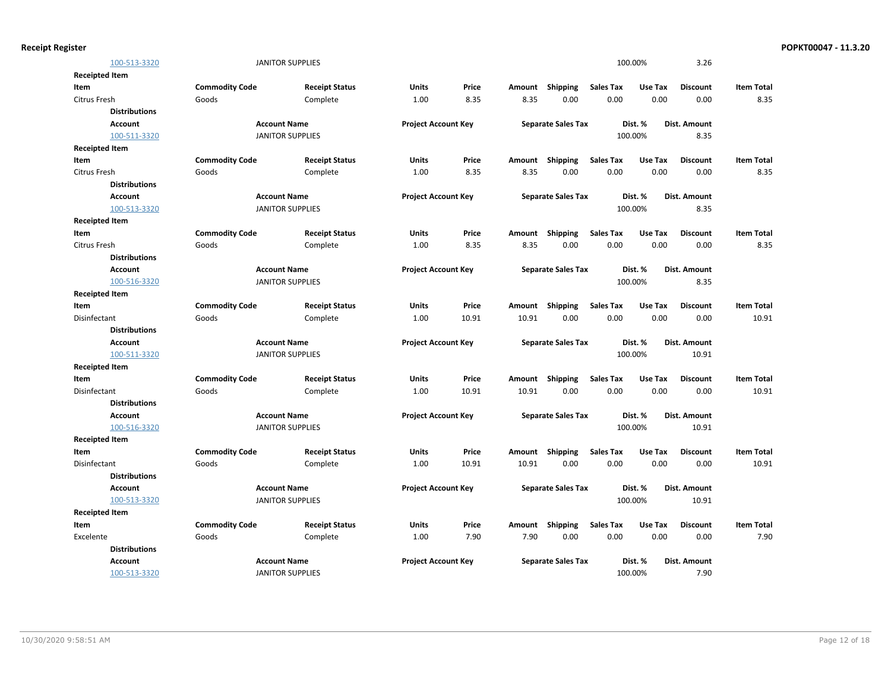| Account | Account Name | Project Account Key | Separate Sales Tax | Dist. % | Dist. Amount |
|---|---|---|---|---|---|
| 100-513-3320 | JANITOR SUPPLIES | | | 100.00% | 3.26 |

**Receipted Item**

| Item | Commodity Code | Receipt Status | Units | Price | Amount | Shipping | Sales Tax | Use Tax | Discount | Item Total |
|---|---|---|---|---|---|---|---|---|---|---|
| Citrus Fresh | Goods | Complete | 1.00 | 8.35 | 8.35 | 0.00 | 0.00 | 0.00 | 0.00 | 8.35 |

**Distributions**

| Account | Account Name | Project Account Key | Separate Sales Tax | Dist. % | Dist. Amount |
|---|---|---|---|---|---|
| 100-511-3320 | JANITOR SUPPLIES | | | 100.00% | 8.35 |

**Receipted Item**

| Item | Commodity Code | Receipt Status | Units | Price | Amount | Shipping | Sales Tax | Use Tax | Discount | Item Total |
|---|---|---|---|---|---|---|---|---|---|---|
| Citrus Fresh | Goods | Complete | 1.00 | 8.35 | 8.35 | 0.00 | 0.00 | 0.00 | 0.00 | 8.35 |

**Distributions**

| Account | Account Name | Project Account Key | Separate Sales Tax | Dist. % | Dist. Amount |
|---|---|---|---|---|---|
| 100-513-3320 | JANITOR SUPPLIES | | | 100.00% | 8.35 |

**Receipted Item**

| Item | Commodity Code | Receipt Status | Units | Price | Amount | Shipping | Sales Tax | Use Tax | Discount | Item Total |
|---|---|---|---|---|---|---|---|---|---|---|
| Citrus Fresh | Goods | Complete | 1.00 | 8.35 | 8.35 | 0.00 | 0.00 | 0.00 | 0.00 | 8.35 |

**Distributions**

| Account | Account Name | Project Account Key | Separate Sales Tax | Dist. % | Dist. Amount |
|---|---|---|---|---|---|
| 100-516-3320 | JANITOR SUPPLIES | | | 100.00% | 8.35 |

**Receipted Item**

| Item | Commodity Code | Receipt Status | Units | Price | Amount | Shipping | Sales Tax | Use Tax | Discount | Item Total |
|---|---|---|---|---|---|---|---|---|---|---|
| Disinfectant | Goods | Complete | 1.00 | 10.91 | 10.91 | 0.00 | 0.00 | 0.00 | 0.00 | 10.91 |

**Distributions**

| Account | Account Name | Project Account Key | Separate Sales Tax | Dist. % | Dist. Amount |
|---|---|---|---|---|---|
| 100-511-3320 | JANITOR SUPPLIES | | | 100.00% | 10.91 |

**Receipted Item**

| Item | Commodity Code | Receipt Status | Units | Price | Amount | Shipping | Sales Tax | Use Tax | Discount | Item Total |
|---|---|---|---|---|---|---|---|---|---|---|
| Disinfectant | Goods | Complete | 1.00 | 10.91 | 10.91 | 0.00 | 0.00 | 0.00 | 0.00 | 10.91 |

**Distributions**

| Account | Account Name | Project Account Key | Separate Sales Tax | Dist. % | Dist. Amount |
|---|---|---|---|---|---|
| 100-516-3320 | JANITOR SUPPLIES | | | 100.00% | 10.91 |

**Receipted Item**

| Item | Commodity Code | Receipt Status | Units | Price | Amount | Shipping | Sales Tax | Use Tax | Discount | Item Total |
|---|---|---|---|---|---|---|---|---|---|---|
| Disinfectant | Goods | Complete | 1.00 | 10.91 | 10.91 | 0.00 | 0.00 | 0.00 | 0.00 | 10.91 |

**Distributions**

| Account | Account Name | Project Account Key | Separate Sales Tax | Dist. % | Dist. Amount |
|---|---|---|---|---|---|
| 100-513-3320 | JANITOR SUPPLIES | | | 100.00% | 10.91 |

**Receipted Item**

| Item | Commodity Code | Receipt Status | Units | Price | Amount | Shipping | Sales Tax | Use Tax | Discount | Item Total |
|---|---|---|---|---|---|---|---|---|---|---|
| Excelente | Goods | Complete | 1.00 | 7.90 | 7.90 | 0.00 | 0.00 | 0.00 | 0.00 | 7.90 |

**Distributions**

| Account | Account Name | Project Account Key | Separate Sales Tax | Dist. % | Dist. Amount |
|---|---|---|---|---|---|
| 100-513-3320 | JANITOR SUPPLIES | | | 100.00% | 7.90 |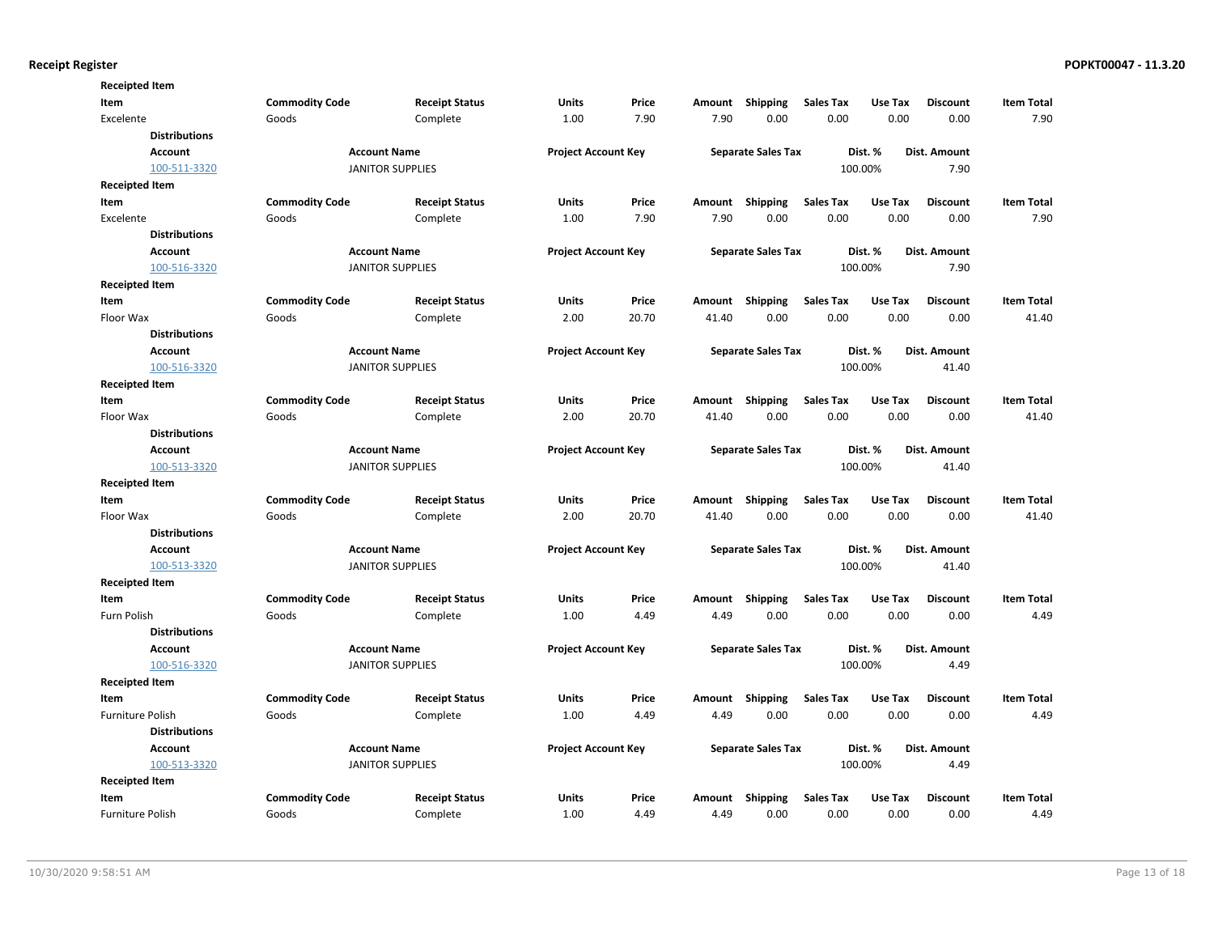**Receipt Register** **POPKT00047 - 11.3.20**

**Receipted Item**

| Item | Commodity Code | Receipt Status | Units | Price | Amount | Shipping | Sales Tax | Use Tax | Discount | Item Total |
|---|---|---|---|---|---|---|---|---|---|---|
| Excelente | Goods | Complete | 1.00 | 7.90 | 7.90 | 0.00 | 0.00 | 0.00 | 0.00 | 7.90 |

**Distributions**

| Account | Account Name | Project Account Key | Separate Sales Tax | Dist. % | Dist. Amount |
|---|---|---|---|---|---|
| 100-511-3320 | JANITOR SUPPLIES | | | 100.00% | 7.90 |

**Receipted Item**

| Item | Commodity Code | Receipt Status | Units | Price | Amount | Shipping | Sales Tax | Use Tax | Discount | Item Total |
|---|---|---|---|---|---|---|---|---|---|---|
| Excelente | Goods | Complete | 1.00 | 7.90 | 7.90 | 0.00 | 0.00 | 0.00 | 0.00 | 7.90 |

**Distributions**

| Account | Account Name | Project Account Key | Separate Sales Tax | Dist. % | Dist. Amount |
|---|---|---|---|---|---|
| 100-516-3320 | JANITOR SUPPLIES | | | 100.00% | 7.90 |

**Receipted Item**

| Item | Commodity Code | Receipt Status | Units | Price | Amount | Shipping | Sales Tax | Use Tax | Discount | Item Total |
|---|---|---|---|---|---|---|---|---|---|---|
| Floor Wax | Goods | Complete | 2.00 | 20.70 | 41.40 | 0.00 | 0.00 | 0.00 | 0.00 | 41.40 |

**Distributions**

| Account | Account Name | Project Account Key | Separate Sales Tax | Dist. % | Dist. Amount |
|---|---|---|---|---|---|
| 100-516-3320 | JANITOR SUPPLIES | | | 100.00% | 41.40 |

**Receipted Item**

| Item | Commodity Code | Receipt Status | Units | Price | Amount | Shipping | Sales Tax | Use Tax | Discount | Item Total |
|---|---|---|---|---|---|---|---|---|---|---|
| Floor Wax | Goods | Complete | 2.00 | 20.70 | 41.40 | 0.00 | 0.00 | 0.00 | 0.00 | 41.40 |

**Distributions**

| Account | Account Name | Project Account Key | Separate Sales Tax | Dist. % | Dist. Amount |
|---|---|---|---|---|---|
| 100-513-3320 | JANITOR SUPPLIES | | | 100.00% | 41.40 |

**Receipted Item**

| Item | Commodity Code | Receipt Status | Units | Price | Amount | Shipping | Sales Tax | Use Tax | Discount | Item Total |
|---|---|---|---|---|---|---|---|---|---|---|
| Floor Wax | Goods | Complete | 2.00 | 20.70 | 41.40 | 0.00 | 0.00 | 0.00 | 0.00 | 41.40 |

**Distributions**

| Account | Account Name | Project Account Key | Separate Sales Tax | Dist. % | Dist. Amount |
|---|---|---|---|---|---|
| 100-513-3320 | JANITOR SUPPLIES | | | 100.00% | 41.40 |

**Receipted Item**

| Item | Commodity Code | Receipt Status | Units | Price | Amount | Shipping | Sales Tax | Use Tax | Discount | Item Total |
|---|---|---|---|---|---|---|---|---|---|---|
| Furn Polish | Goods | Complete | 1.00 | 4.49 | 4.49 | 0.00 | 0.00 | 0.00 | 0.00 | 4.49 |

**Distributions**

| Account | Account Name | Project Account Key | Separate Sales Tax | Dist. % | Dist. Amount |
|---|---|---|---|---|---|
| 100-516-3320 | JANITOR SUPPLIES | | | 100.00% | 4.49 |

**Receipted Item**

| Item | Commodity Code | Receipt Status | Units | Price | Amount | Shipping | Sales Tax | Use Tax | Discount | Item Total |
|---|---|---|---|---|---|---|---|---|---|---|
| Furniture Polish | Goods | Complete | 1.00 | 4.49 | 4.49 | 0.00 | 0.00 | 0.00 | 0.00 | 4.49 |

**Distributions**

| Account | Account Name | Project Account Key | Separate Sales Tax | Dist. % | Dist. Amount |
|---|---|---|---|---|---|
| 100-513-3320 | JANITOR SUPPLIES | | | 100.00% | 4.49 |

**Receipted Item**

| Item | Commodity Code | Receipt Status | Units | Price | Amount | Shipping | Sales Tax | Use Tax | Discount | Item Total |
|---|---|---|---|---|---|---|---|---|---|---|
| Furniture Polish | Goods | Complete | 1.00 | 4.49 | 4.49 | 0.00 | 0.00 | 0.00 | 0.00 | 4.49 |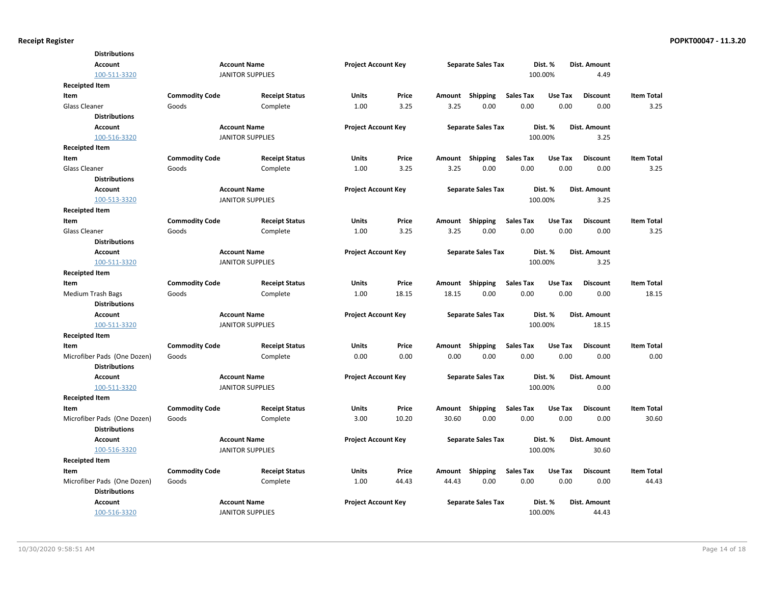**Distributions**

| Account | Account Name | Project Account Key | Separate Sales Tax | Dist. % | Dist. Amount |
|---|---|---|---|---|---|
| 100-511-3320 | JANITOR SUPPLIES | | | 100.00% | 4.49 |

**Receipted Item**

| Item | Commodity Code | Receipt Status | Units | Price | Amount | Shipping | Sales Tax | Use Tax | Discount | Item Total |
|---|---|---|---|---|---|---|---|---|---|---|
| Glass Cleaner | Goods | Complete | 1.00 | 3.25 | 3.25 | 0.00 | 0.00 | 0.00 | 0.00 | 3.25 |

**Distributions**

| Account | Account Name | Project Account Key | Separate Sales Tax | Dist. % | Dist. Amount |
|---|---|---|---|---|---|
| 100-516-3320 | JANITOR SUPPLIES | | | 100.00% | 3.25 |

**Receipted Item**

| Item | Commodity Code | Receipt Status | Units | Price | Amount | Shipping | Sales Tax | Use Tax | Discount | Item Total |
|---|---|---|---|---|---|---|---|---|---|---|
| Glass Cleaner | Goods | Complete | 1.00 | 3.25 | 3.25 | 0.00 | 0.00 | 0.00 | 0.00 | 3.25 |

**Distributions**

| Account | Account Name | Project Account Key | Separate Sales Tax | Dist. % | Dist. Amount |
|---|---|---|---|---|---|
| 100-513-3320 | JANITOR SUPPLIES | | | 100.00% | 3.25 |

**Receipted Item**

| Item | Commodity Code | Receipt Status | Units | Price | Amount | Shipping | Sales Tax | Use Tax | Discount | Item Total |
|---|---|---|---|---|---|---|---|---|---|---|
| Glass Cleaner | Goods | Complete | 1.00 | 3.25 | 3.25 | 0.00 | 0.00 | 0.00 | 0.00 | 3.25 |

**Distributions**

| Account | Account Name | Project Account Key | Separate Sales Tax | Dist. % | Dist. Amount |
|---|---|---|---|---|---|
| 100-511-3320 | JANITOR SUPPLIES | | | 100.00% | 3.25 |

**Receipted Item**

| Item | Commodity Code | Receipt Status | Units | Price | Amount | Shipping | Sales Tax | Use Tax | Discount | Item Total |
|---|---|---|---|---|---|---|---|---|---|---|
| Medium Trash Bags | Goods | Complete | 1.00 | 18.15 | 18.15 | 0.00 | 0.00 | 0.00 | 0.00 | 18.15 |

**Distributions**

| Account | Account Name | Project Account Key | Separate Sales Tax | Dist. % | Dist. Amount |
|---|---|---|---|---|---|
| 100-511-3320 | JANITOR SUPPLIES | | | 100.00% | 18.15 |

**Receipted Item**

| Item | Commodity Code | Receipt Status | Units | Price | Amount | Shipping | Sales Tax | Use Tax | Discount | Item Total |
|---|---|---|---|---|---|---|---|---|---|---|
| Microfiber Pads (One Dozen) | Goods | Complete | 0.00 | 0.00 | 0.00 | 0.00 | 0.00 | 0.00 | 0.00 | 0.00 |

**Distributions**

| Account | Account Name | Project Account Key | Separate Sales Tax | Dist. % | Dist. Amount |
|---|---|---|---|---|---|
| 100-511-3320 | JANITOR SUPPLIES | | | 100.00% | 0.00 |

**Receipted Item**

| Item | Commodity Code | Receipt Status | Units | Price | Amount | Shipping | Sales Tax | Use Tax | Discount | Item Total |
|---|---|---|---|---|---|---|---|---|---|---|
| Microfiber Pads (One Dozen) | Goods | Complete | 3.00 | 10.20 | 30.60 | 0.00 | 0.00 | 0.00 | 0.00 | 30.60 |

**Distributions**

| Account | Account Name | Project Account Key | Separate Sales Tax | Dist. % | Dist. Amount |
|---|---|---|---|---|---|
| 100-516-3320 | JANITOR SUPPLIES | | | 100.00% | 30.60 |

**Receipted Item**

| Item | Commodity Code | Receipt Status | Units | Price | Amount | Shipping | Sales Tax | Use Tax | Discount | Item Total |
|---|---|---|---|---|---|---|---|---|---|---|
| Microfiber Pads (One Dozen) | Goods | Complete | 1.00 | 44.43 | 44.43 | 0.00 | 0.00 | 0.00 | 0.00 | 44.43 |

**Distributions**

| Account | Account Name | Project Account Key | Separate Sales Tax | Dist. % | Dist. Amount |
|---|---|---|---|---|---|
| 100-516-3320 | JANITOR SUPPLIES | | | 100.00% | 44.43 |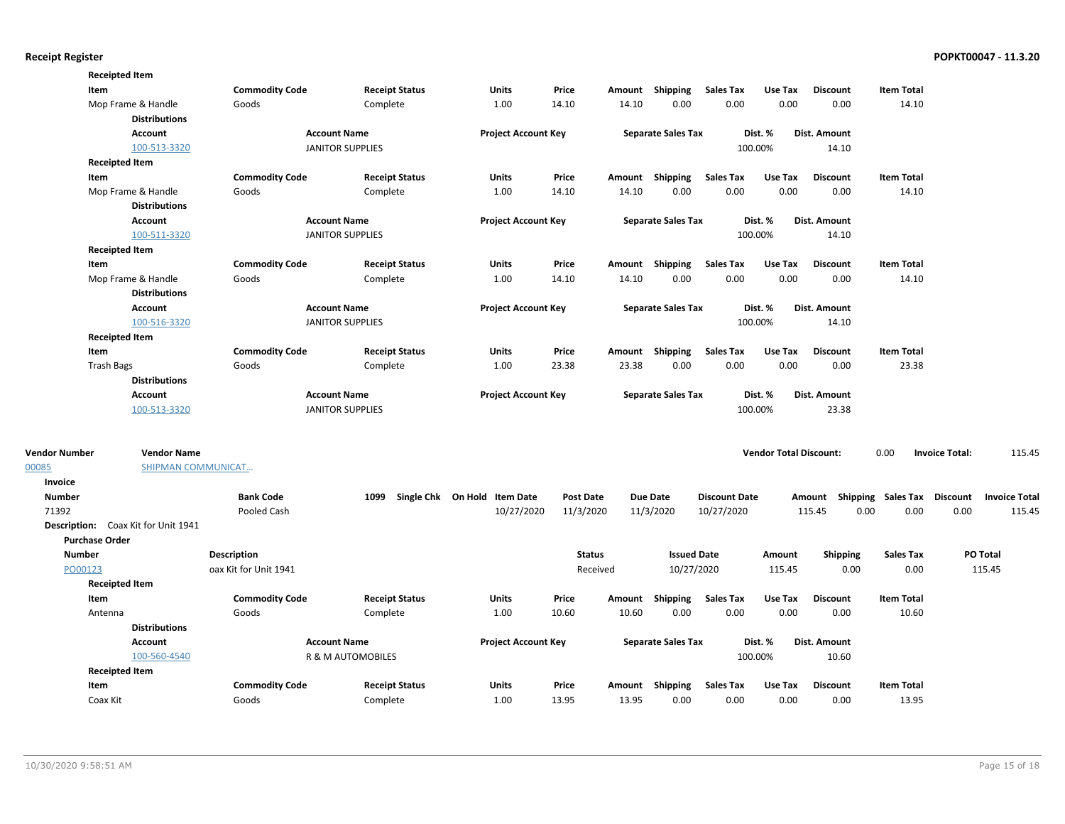**Receipted Item**

| Item | Commodity Code | Receipt Status | Units | Price | Amount | Shipping | Sales Tax | Use Tax | Discount | Item Total |
|---|---|---|---|---|---|---|---|---|---|---|
| Mop Frame & Handle | Goods | Complete | 1.00 | 14.10 | 14.10 | 0.00 | 0.00 | 0.00 | 0.00 | 14.10 |

**Distributions**

| Account | Account Name | Project Account Key | Separate Sales Tax | Dist. % | Dist. Amount |
|---|---|---|---|---|---|
| 100-513-3320 | JANITOR SUPPLIES | | | 100.00% | 14.10 |

**Receipted Item**

| Item | Commodity Code | Receipt Status | Units | Price | Amount | Shipping | Sales Tax | Use Tax | Discount | Item Total |
|---|---|---|---|---|---|---|---|---|---|---|
| Mop Frame & Handle | Goods | Complete | 1.00 | 14.10 | 14.10 | 0.00 | 0.00 | 0.00 | 0.00 | 14.10 |

**Distributions**

| Account | Account Name | Project Account Key | Separate Sales Tax | Dist. % | Dist. Amount |
|---|---|---|---|---|---|
| 100-511-3320 | JANITOR SUPPLIES | | | 100.00% | 14.10 |

**Receipted Item**

| Item | Commodity Code | Receipt Status | Units | Price | Amount | Shipping | Sales Tax | Use Tax | Discount | Item Total |
|---|---|---|---|---|---|---|---|---|---|---|
| Mop Frame & Handle | Goods | Complete | 1.00 | 14.10 | 14.10 | 0.00 | 0.00 | 0.00 | 0.00 | 14.10 |

**Distributions**

| Account | Account Name | Project Account Key | Separate Sales Tax | Dist. % | Dist. Amount |
|---|---|---|---|---|---|
| 100-516-3320 | JANITOR SUPPLIES | | | 100.00% | 14.10 |

**Receipted Item**

| Item | Commodity Code | Receipt Status | Units | Price | Amount | Shipping | Sales Tax | Use Tax | Discount | Item Total |
|---|---|---|---|---|---|---|---|---|---|---|
| Trash Bags | Goods | Complete | 1.00 | 23.38 | 23.38 | 0.00 | 0.00 | 0.00 | 0.00 | 23.38 |

**Distributions**

| Account | Account Name | Project Account Key | Separate Sales Tax | Dist. % | Dist. Amount |
|---|---|---|---|---|---|
| 100-513-3320 | JANITOR SUPPLIES | | | 100.00% | 23.38 |

| Vendor Number | Vendor Name | Vendor Total Discount: | Invoice Total: |
|---|---|---|---|
| 00085 | SHIPMAN COMMUNICAT... | 0.00 | 115.45 |

**Invoice**

| Number | Bank Code | 1099 | Single Chk | On Hold | Item Date | Post Date | Due Date | Discount Date | Amount | Shipping | Sales Tax | Discount | Invoice Total |
|---|---|---|---|---|---|---|---|---|---|---|---|---|---|
| 71392 | Pooled Cash | | | | 10/27/2020 | 11/3/2020 | 11/3/2020 | 10/27/2020 | 115.45 | 0.00 | 0.00 | 0.00 | 115.45 |

**Description:** Coax Kit for Unit 1941

**Purchase Order**

| Number | Description | Status | Issued Date | Amount | Shipping | Sales Tax | PO Total |
|---|---|---|---|---|---|---|---|
| PO00123 | oax Kit for Unit 1941 | Received | 10/27/2020 | 115.45 | 0.00 | 0.00 | 115.45 |

**Receipted Item**

| Item | Commodity Code | Receipt Status | Units | Price | Amount | Shipping | Sales Tax | Use Tax | Discount | Item Total |
|---|---|---|---|---|---|---|---|---|---|---|
| Antenna | Goods | Complete | 1.00 | 10.60 | 10.60 | 0.00 | 0.00 | 0.00 | 0.00 | 10.60 |

**Distributions**

| Account | Account Name | Project Account Key | Separate Sales Tax | Dist. % | Dist. Amount |
|---|---|---|---|---|---|
| 100-560-4540 | R & M AUTOMOBILES | | | 100.00% | 10.60 |

**Receipted Item**

| Item | Commodity Code | Receipt Status | Units | Price | Amount | Shipping | Sales Tax | Use Tax | Discount | Item Total |
|---|---|---|---|---|---|---|---|---|---|---|
| Coax Kit | Goods | Complete | 1.00 | 13.95 | 13.95 | 0.00 | 0.00 | 0.00 | 0.00 | 13.95 |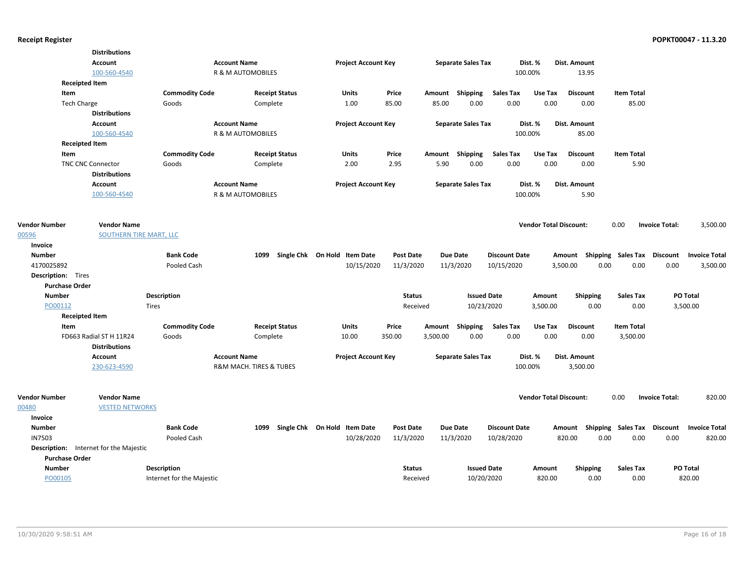**Distributions**

| Account | Account Name | Project Account Key | Separate Sales Tax | Dist. % | Dist. Amount |
|---|---|---|---|---|---|
| 100-560-4540 | R & M AUTOMOBILES | | | 100.00% | 13.95 |

**Receipted Item**

| Item | Commodity Code | Receipt Status | Units | Price | Amount | Shipping | Sales Tax | Use Tax | Discount | Item Total |
|---|---|---|---|---|---|---|---|---|---|---|
| Tech Charge | Goods | Complete | 1.00 | 85.00 | 85.00 | 0.00 | 0.00 | 0.00 | 0.00 | 85.00 |

**Distributions**

| Account | Account Name | Project Account Key | Separate Sales Tax | Dist. % | Dist. Amount |
|---|---|---|---|---|---|
| 100-560-4540 | R & M AUTOMOBILES | | | 100.00% | 85.00 |

**Receipted Item**

| Item | Commodity Code | Receipt Status | Units | Price | Amount | Shipping | Sales Tax | Use Tax | Discount | Item Total |
|---|---|---|---|---|---|---|---|---|---|---|
| TNC CNC Connector | Goods | Complete | 2.00 | 2.95 | 5.90 | 0.00 | 0.00 | 0.00 | 0.00 | 5.90 |

**Distributions**

| Account | Account Name | Project Account Key | Separate Sales Tax | Dist. % | Dist. Amount |
|---|---|---|---|---|---|
| 100-560-4540 | R & M AUTOMOBILES | | | 100.00% | 5.90 |

| Vendor Number | Vendor Name | Vendor Total Discount: | Invoice Total: |
|---|---|---|---|
| 00596 | SOUTHERN TIRE MART, LLC | 0.00 | 3,500.00 |

**Invoice**

| Number | Bank Code | 1099 | Single Chk | On Hold | Item Date | Post Date | Due Date | Discount Date | Amount | Shipping | Sales Tax | Discount | Invoice Total |
|---|---|---|---|---|---|---|---|---|---|---|---|---|---|
| 4170025892 | Pooled Cash | | | | 10/15/2020 | 11/3/2020 | 11/3/2020 | 10/15/2020 | 3,500.00 | 0.00 | 0.00 | 0.00 | 3,500.00 |

**Description:** Tires

**Purchase Order**

| Number | Description | Status | Issued Date | Amount | Shipping | Sales Tax | PO Total |
|---|---|---|---|---|---|---|---|
| PO00112 | Tires | Received | 10/23/2020 | 3,500.00 | 0.00 | 0.00 | 3,500.00 |

**Receipted Item**

| Item | Commodity Code | Receipt Status | Units | Price | Amount | Shipping | Sales Tax | Use Tax | Discount | Item Total |
|---|---|---|---|---|---|---|---|---|---|---|
| FD663 Radial ST H 11R24 | Goods | Complete | 10.00 | 350.00 | 3,500.00 | 0.00 | 0.00 | 0.00 | 0.00 | 3,500.00 |

**Distributions**

| Account | Account Name | Project Account Key | Separate Sales Tax | Dist. % | Dist. Amount |
|---|---|---|---|---|---|
| 230-623-4590 | R&M MACH. TIRES & TUBES | | | 100.00% | 3,500.00 |

| Vendor Number | Vendor Name | Vendor Total Discount: | Invoice Total: |
|---|---|---|---|
| 00480 | VESTED NETWORKS | 0.00 | 820.00 |

**Invoice**

| Number | Bank Code | 1099 | Single Chk | On Hold | Item Date | Post Date | Due Date | Discount Date | Amount | Shipping | Sales Tax | Discount | Invoice Total |
|---|---|---|---|---|---|---|---|---|---|---|---|---|---|
| IN7503 | Pooled Cash | | | | 10/28/2020 | 11/3/2020 | 11/3/2020 | 10/28/2020 | 820.00 | 0.00 | 0.00 | 0.00 | 820.00 |

**Description:** Internet for the Majestic

**Purchase Order**

| Number | Description | Status | Issued Date | Amount | Shipping | Sales Tax | PO Total |
|---|---|---|---|---|---|---|---|
| PO00105 | Internet for the Majestic | Received | 10/20/2020 | 820.00 | 0.00 | 0.00 | 820.00 |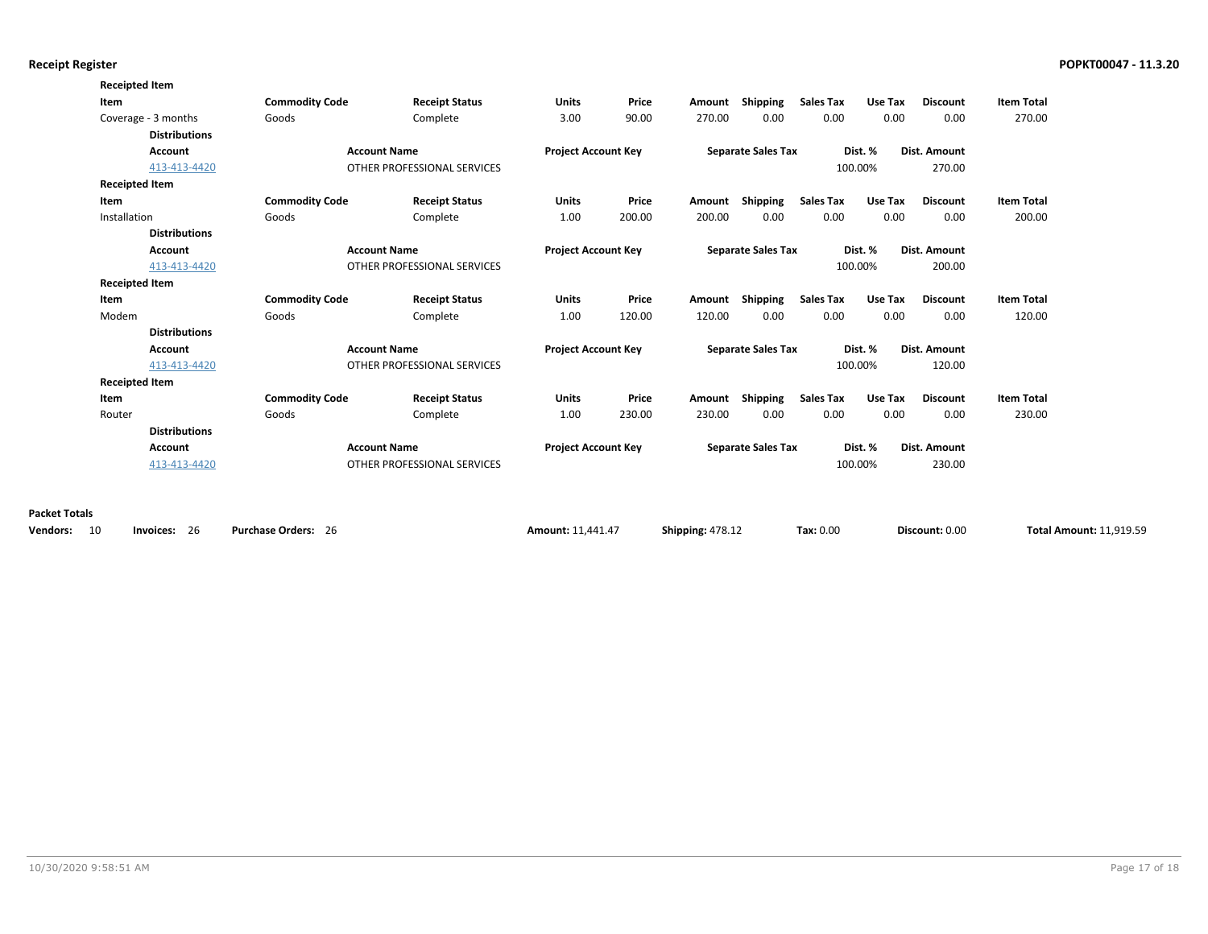**Receipted Item**

| Item | Commodity Code | Receipt Status | Units | Price | Amount | Shipping | Sales Tax | Use Tax | Discount | Item Total |
|---|---|---|---|---|---|---|---|---|---|---|
| Coverage - 3 months | Goods | Complete | 3.00 | 90.00 | 270.00 | 0.00 | 0.00 | 0.00 | 0.00 | 270.00 |

**Distributions**

| Account | Account Name | Project Account Key | Separate Sales Tax | Dist. % | Dist. Amount |
|---|---|---|---|---|---|
| 413-413-4420 | OTHER PROFESSIONAL SERVICES | | | 100.00% | 270.00 |

**Receipted Item**

| Item | Commodity Code | Receipt Status | Units | Price | Amount | Shipping | Sales Tax | Use Tax | Discount | Item Total |
|---|---|---|---|---|---|---|---|---|---|---|
| Installation | Goods | Complete | 1.00 | 200.00 | 200.00 | 0.00 | 0.00 | 0.00 | 0.00 | 200.00 |

**Distributions**

| Account | Account Name | Project Account Key | Separate Sales Tax | Dist. % | Dist. Amount |
|---|---|---|---|---|---|
| 413-413-4420 | OTHER PROFESSIONAL SERVICES | | | 100.00% | 200.00 |

**Receipted Item**

| Item | Commodity Code | Receipt Status | Units | Price | Amount | Shipping | Sales Tax | Use Tax | Discount | Item Total |
|---|---|---|---|---|---|---|---|---|---|---|
| Modem | Goods | Complete | 1.00 | 120.00 | 120.00 | 0.00 | 0.00 | 0.00 | 0.00 | 120.00 |

**Distributions**

| Account | Account Name | Project Account Key | Separate Sales Tax | Dist. % | Dist. Amount |
|---|---|---|---|---|---|
| 413-413-4420 | OTHER PROFESSIONAL SERVICES | | | 100.00% | 120.00 |

**Receipted Item**

| Item | Commodity Code | Receipt Status | Units | Price | Amount | Shipping | Sales Tax | Use Tax | Discount | Item Total |
|---|---|---|---|---|---|---|---|---|---|---|
| Router | Goods | Complete | 1.00 | 230.00 | 230.00 | 0.00 | 0.00 | 0.00 | 0.00 | 230.00 |

**Distributions**

| Account | Account Name | Project Account Key | Separate Sales Tax | Dist. % | Dist. Amount |
|---|---|---|---|---|---|
| 413-413-4420 | OTHER PROFESSIONAL SERVICES | | | 100.00% | 230.00 |

**Packet Totals**

**Vendors:** 10 **Invoices:** 26 **Purchase Orders:** 26 **Amount:** 11,441.47 **Shipping:** 478.12 **Tax:** 0.00 **Discount:** 0.00 **Total Amount:** 11,919.59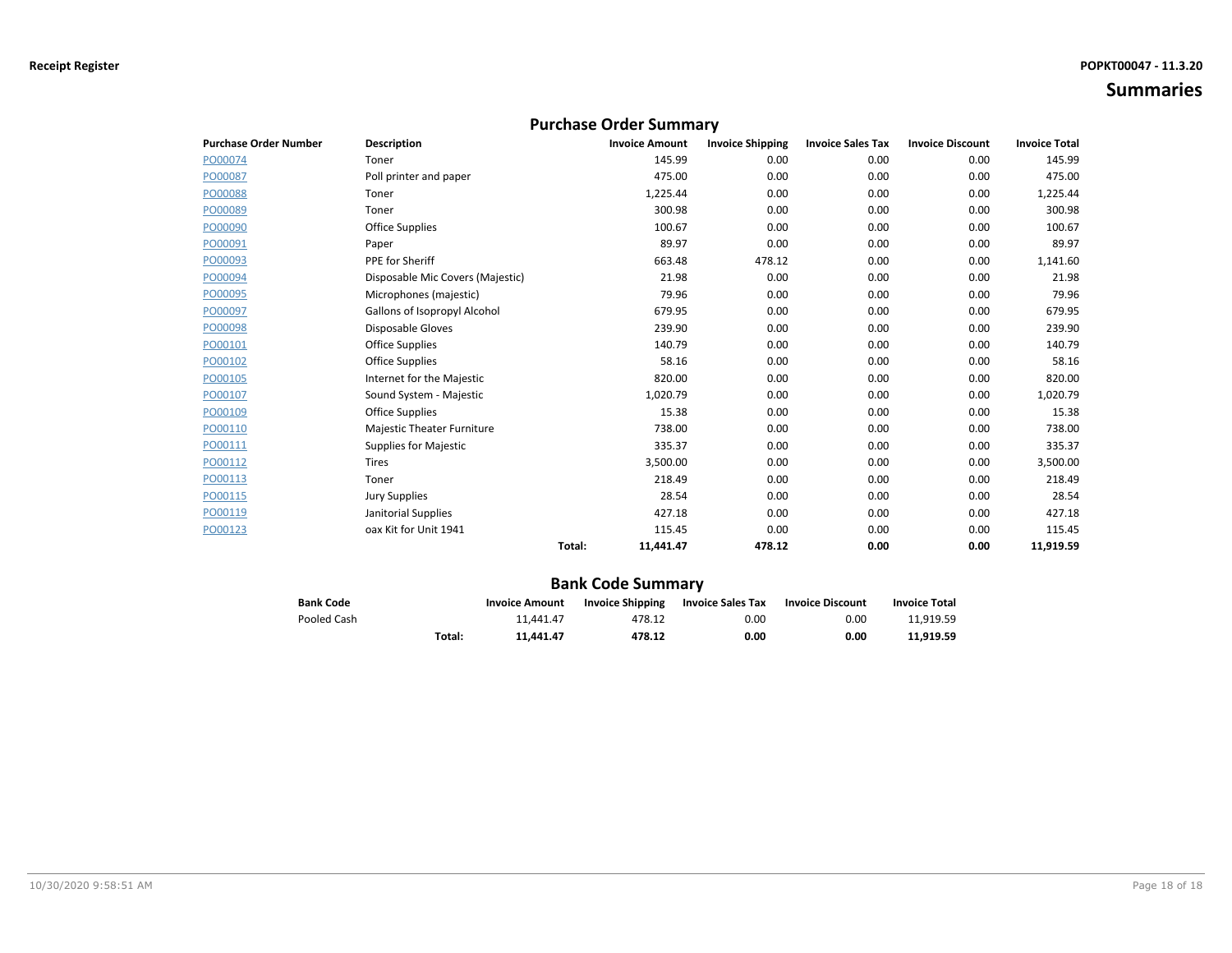# Summaries

## Purchase Order Summary

| Purchase Order Number | Description | | Invoice Amount | Invoice Shipping | Invoice Sales Tax | Invoice Discount | Invoice Total |
|---|---|---|---|---|---|---|---|
| PO00074 | Toner | | 145.99 | 0.00 | 0.00 | 0.00 | 145.99 |
| PO00087 | Poll printer and paper | | 475.00 | 0.00 | 0.00 | 0.00 | 475.00 |
| PO00088 | Toner | | 1,225.44 | 0.00 | 0.00 | 0.00 | 1,225.44 |
| PO00089 | Toner | | 300.98 | 0.00 | 0.00 | 0.00 | 300.98 |
| PO00090 | Office Supplies | | 100.67 | 0.00 | 0.00 | 0.00 | 100.67 |
| PO00091 | Paper | | 89.97 | 0.00 | 0.00 | 0.00 | 89.97 |
| PO00093 | PPE for Sheriff | | 663.48 | 478.12 | 0.00 | 0.00 | 1,141.60 |
| PO00094 | Disposable Mic Covers (Majestic) | | 21.98 | 0.00 | 0.00 | 0.00 | 21.98 |
| PO00095 | Microphones (majestic) | | 79.96 | 0.00 | 0.00 | 0.00 | 79.96 |
| PO00097 | Gallons of Isopropyl Alcohol | | 679.95 | 0.00 | 0.00 | 0.00 | 679.95 |
| PO00098 | Disposable Gloves | | 239.90 | 0.00 | 0.00 | 0.00 | 239.90 |
| PO00101 | Office Supplies | | 140.79 | 0.00 | 0.00 | 0.00 | 140.79 |
| PO00102 | Office Supplies | | 58.16 | 0.00 | 0.00 | 0.00 | 58.16 |
| PO00105 | Internet for the Majestic | | 820.00 | 0.00 | 0.00 | 0.00 | 820.00 |
| PO00107 | Sound System - Majestic | | 1,020.79 | 0.00 | 0.00 | 0.00 | 1,020.79 |
| PO00109 | Office Supplies | | 15.38 | 0.00 | 0.00 | 0.00 | 15.38 |
| PO00110 | Majestic Theater Furniture | | 738.00 | 0.00 | 0.00 | 0.00 | 738.00 |
| PO00111 | Supplies for Majestic | | 335.37 | 0.00 | 0.00 | 0.00 | 335.37 |
| PO00112 | Tires | | 3,500.00 | 0.00 | 0.00 | 0.00 | 3,500.00 |
| PO00113 | Toner | | 218.49 | 0.00 | 0.00 | 0.00 | 218.49 |
| PO00115 | Jury Supplies | | 28.54 | 0.00 | 0.00 | 0.00 | 28.54 |
| PO00119 | Janitorial Supplies | | 427.18 | 0.00 | 0.00 | 0.00 | 427.18 |
| PO00123 | oax Kit for Unit 1941 | | 115.45 | 0.00 | 0.00 | 0.00 | 115.45 |
| | | **Total:** | **11,441.47** | **478.12** | **0.00** | **0.00** | **11,919.59** |

## Bank Code Summary

| Bank Code | | Invoice Amount | Invoice Shipping | Invoice Sales Tax | Invoice Discount | Invoice Total |
|---|---|---|---|---|---|---|
| Pooled Cash | | 11,441.47 | 478.12 | 0.00 | 0.00 | 11,919.59 |
| | **Total:** | **11,441.47** | **478.12** | **0.00** | **0.00** | **11,919.59** |